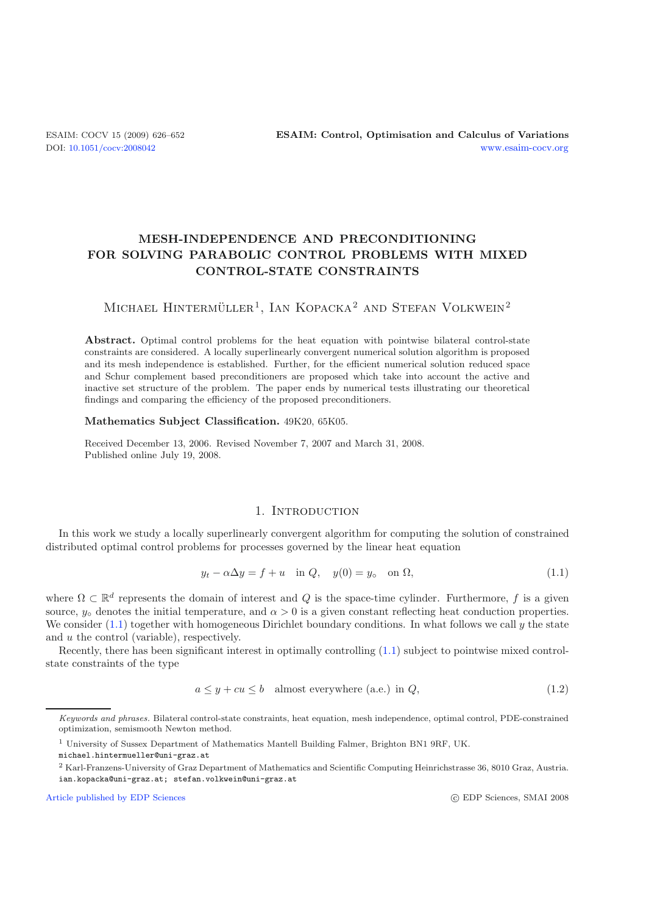# MESH-INDEPENDENCE AND PRECONDITIONING FOR SOLVING PARABOLIC CONTROL PROBLEMS WITH MIXED CONTROL-STATE CONSTRAINTS

Michael Hintermüller[1], Ian Kopacka[2] and Stefan Volkwein[2]

**Abstract.** Optimal control problems for the heat equation with pointwise bilateral control-state constraints are considered. A locally superlinearly convergent numerical solution algorithm is proposed and its mesh independence is established. Further, for the efficient numerical solution reduced space and Schur complement based preconditioners are proposed which take into account the active and inactive set structure of the problem. The paper ends by numerical tests illustrating our theoretical findings and comparing the efficiency of the proposed preconditioners.

**Mathematics Subject Classification.** 49K20, 65K05.

Received December 13, 2006. Revised November 7, 2007 and March 31, 2008.
Published online July 19, 2008.

## 1. Introduction

In this work we study a locally superlinearly convergent algorithm for computing the solution of constrained distributed optimal control problems for processes governed by the linear heat equation

$$y_t - \alpha\Delta y = f + u \quad \text{in } Q, \quad y(0) = y_\circ \quad \text{on } \Omega, \tag{1.1}$$

where $\Omega \subset \mathbb{R}^d$ represents the domain of interest and $Q$ is the space-time cylinder. Furthermore, $f$ is a given source, $y_\circ$ denotes the initial temperature, and $\alpha > 0$ is a given constant reflecting heat conduction properties. We consider (1.1) together with homogeneous Dirichlet boundary conditions. In what follows we call $y$ the state and $u$ the control (variable), respectively.

Recently, there has been significant interest in optimally controlling (1.1) subject to pointwise mixed control-state constraints of the type

$$a \le y + cu \le b \quad \text{almost everywhere (a.e.) in } Q, \tag{1.2}$$

*Keywords and phrases.* Bilateral control-state constraints, heat equation, mesh independence, optimal control, PDE-constrained optimization, semismooth Newton method.

[1] University of Sussex Department of Mathematics Mantell Building Falmer, Brighton BN1 9RF, UK.
michael.hintermueller@uni-graz.at

[2] Karl-Franzens-University of Graz Department of Mathematics and Scientific Computing Heinrichstrasse 36, 8010 Graz, Austria.
ian.kopacka@uni-graz.at; stefan.volkwein@uni-graz.at

Article published by EDP Sciences © EDP Sciences, SMAI 2008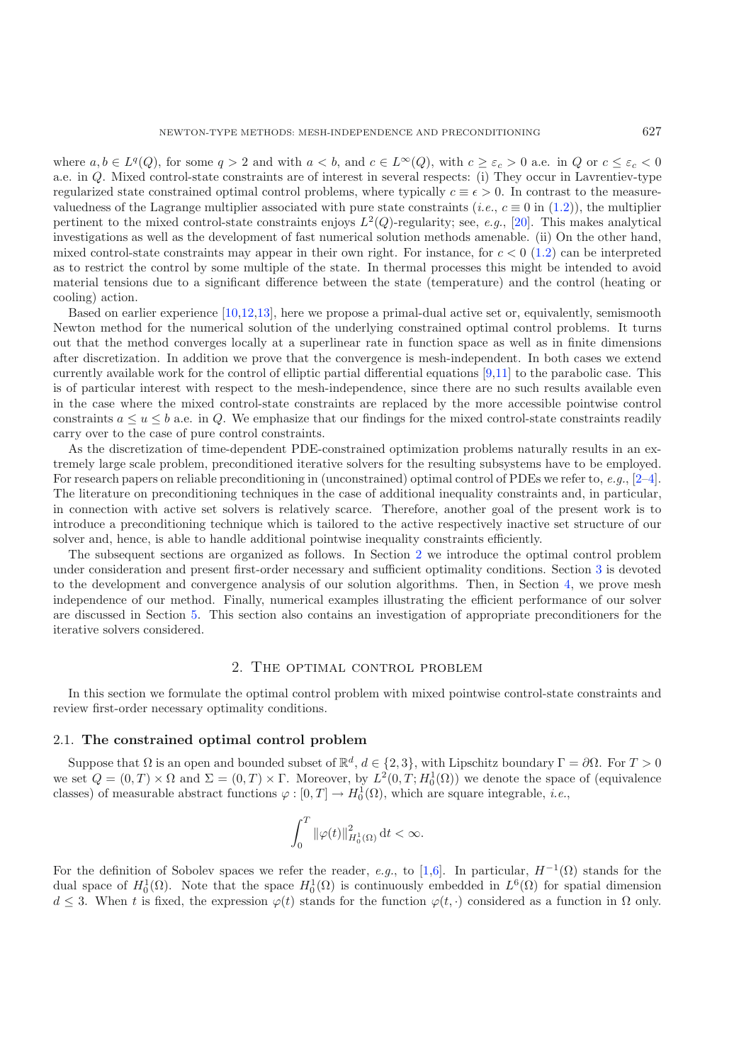where $a, b \in L^q(Q)$, for some $q > 2$ and with $a < b$, and $c \in L^\infty(Q)$, with $c \geq \varepsilon_c > 0$ a.e. in $Q$ or $c \leq \varepsilon_c < 0$ a.e. in $Q$. Mixed control-state constraints are of interest in several respects: (i) They occur in Lavrentiev-type regularized state constrained optimal control problems, where typically $c \equiv \epsilon > 0$. In contrast to the measure-valuedness of the Lagrange multiplier associated with pure state constraints (*i.e.*, $c \equiv 0$ in (1.2)), the multiplier pertinent to the mixed control-state constraints enjoys $L^2(Q)$-regularity; see, *e.g.*, [20]. This makes analytical investigations as well as the development of fast numerical solution methods amenable. (ii) On the other hand, mixed control-state constraints may appear in their own right. For instance, for $c < 0$ (1.2) can be interpreted as to restrict the control by some multiple of the state. In thermal processes this might be intended to avoid material tensions due to a significant difference between the state (temperature) and the control (heating or cooling) action.

Based on earlier experience [10,12,13], here we propose a primal-dual active set or, equivalently, semismooth Newton method for the numerical solution of the underlying constrained optimal control problems. It turns out that the method converges locally at a superlinear rate in function space as well as in finite dimensions after discretization. In addition we prove that the convergence is mesh-independent. In both cases we extend currently available work for the control of elliptic partial differential equations [9,11] to the parabolic case. This is of particular interest with respect to the mesh-independence, since there are no such results available even in the case where the mixed control-state constraints are replaced by the more accessible pointwise control constraints $a \leq u \leq b$ a.e. in $Q$. We emphasize that our findings for the mixed control-state constraints readily carry over to the case of pure control constraints.

As the discretization of time-dependent PDE-constrained optimization problems naturally results in an extremely large scale problem, preconditioned iterative solvers for the resulting subsystems have to be employed. For research papers on reliable preconditioning in (unconstrained) optimal control of PDEs we refer to, *e.g.*, [2–4]. The literature on preconditioning techniques in the case of additional inequality constraints and, in particular, in connection with active set solvers is relatively scarce. Therefore, another goal of the present work is to introduce a preconditioning technique which is tailored to the active respectively inactive set structure of our solver and, hence, is able to handle additional pointwise inequality constraints efficiently.

The subsequent sections are organized as follows. In Section 2 we introduce the optimal control problem under consideration and present first-order necessary and sufficient optimality conditions. Section 3 is devoted to the development and convergence analysis of our solution algorithms. Then, in Section 4, we prove mesh independence of our method. Finally, numerical examples illustrating the efficient performance of our solver are discussed in Section 5. This section also contains an investigation of appropriate preconditioners for the iterative solvers considered.

## 2. The optimal control problem

In this section we formulate the optimal control problem with mixed pointwise control-state constraints and review first-order necessary optimality conditions.

### 2.1. The constrained optimal control problem

Suppose that $\Omega$ is an open and bounded subset of $\mathbb{R}^d$, $d \in \{2, 3\}$, with Lipschitz boundary $\Gamma = \partial\Omega$. For $T > 0$ we set $Q = (0, T) \times \Omega$ and $\Sigma = (0, T) \times \Gamma$. Moreover, by $L^2(0, T; H_0^1(\Omega))$ we denote the space of (equivalence classes) of measurable abstract functions $\varphi : [0, T] \to H_0^1(\Omega)$, which are square integrable, *i.e.*,

$$\int_0^T \|\varphi(t)\|_{H_0^1(\Omega)}^2 \, \mathrm{d}t < \infty.$$

For the definition of Sobolev spaces we refer the reader, *e.g.*, to [1,6]. In particular, $H^{-1}(\Omega)$ stands for the dual space of $H_0^1(\Omega)$. Note that the space $H_0^1(\Omega)$ is continuously embedded in $L^6(\Omega)$ for spatial dimension $d \leq 3$. When $t$ is fixed, the expression $\varphi(t)$ stands for the function $\varphi(t, \cdot)$ considered as a function in $\Omega$ only.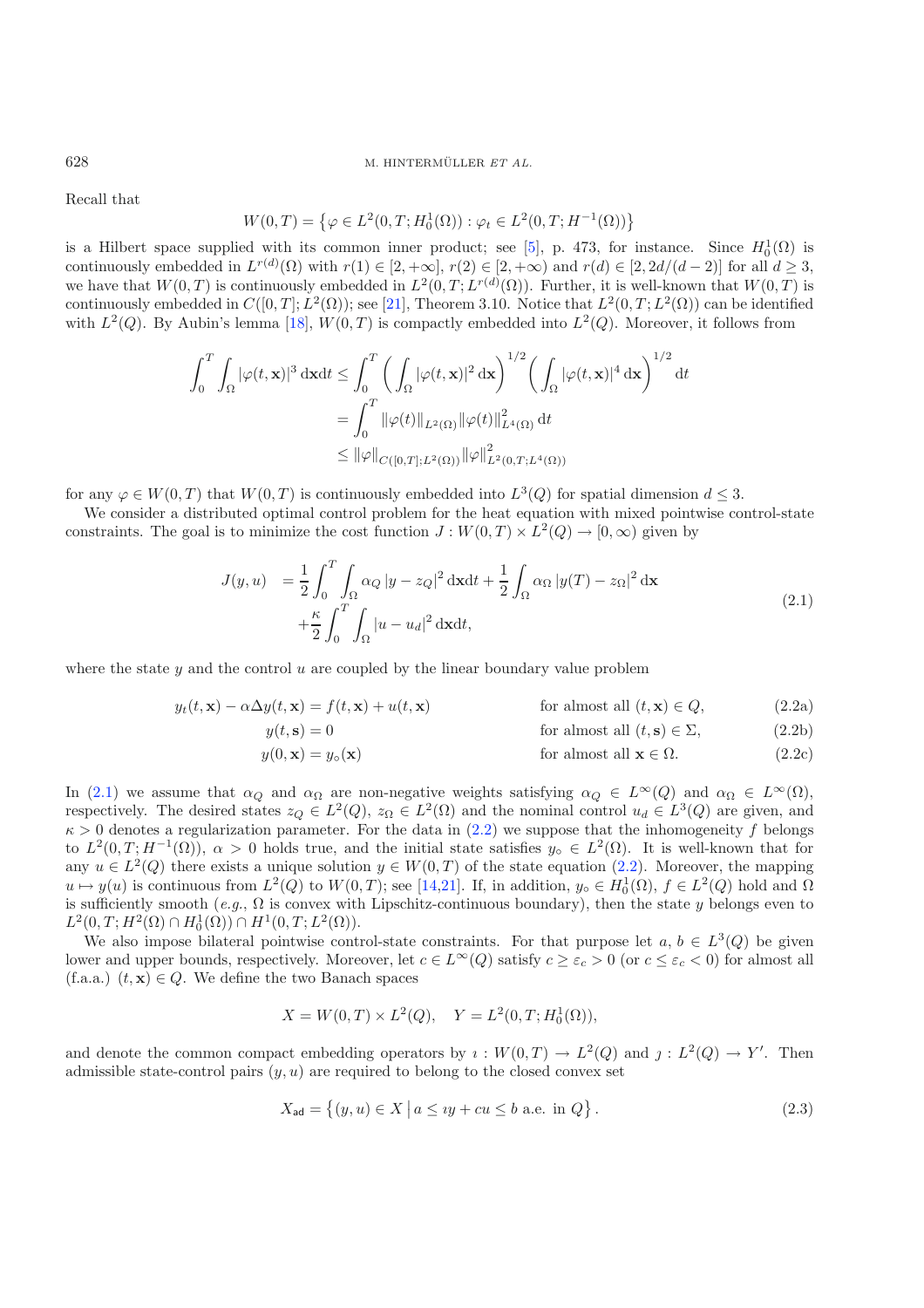Recall that

$$W(0,T) = \left\{ \varphi \in L^2(0,T;H_0^1(\Omega)) : \varphi_t \in L^2(0,T;H^{-1}(\Omega)) \right\}$$

is a Hilbert space supplied with its common inner product; see [5], p. 473, for instance. Since $H_0^1(\Omega)$ is continuously embedded in $L^{r(d)}(\Omega)$ with $r(1) \in [2,+\infty]$, $r(2) \in [2,+\infty)$ and $r(d) \in [2, 2d/(d-2)]$ for all $d \geq 3$, we have that $W(0,T)$ is continuously embedded in $L^2(0,T;L^{r(d)}(\Omega))$. Further, it is well-known that $W(0,T)$ is continuously embedded in $C([0,T];L^2(\Omega))$; see [21], Theorem 3.10. Notice that $L^2(0,T;L^2(\Omega))$ can be identified with $L^2(Q)$. By Aubin's lemma [18], $W(0,T)$ is compactly embedded into $L^2(Q)$. Moreover, it follows from

$$\begin{aligned}
\int_0^T \int_\Omega |\varphi(t,\mathbf{x})|^3 \,\mathrm{d}\mathbf{x}\mathrm{d}t &\leq \int_0^T \left( \int_\Omega |\varphi(t,\mathbf{x})|^2 \,\mathrm{d}\mathbf{x} \right)^{1/2} \left( \int_\Omega |\varphi(t,\mathbf{x})|^4 \,\mathrm{d}\mathbf{x} \right)^{1/2} \mathrm{d}t \\
&= \int_0^T \|\varphi(t)\|_{L^2(\Omega)} \|\varphi(t)\|_{L^4(\Omega)}^2 \,\mathrm{d}t \\
&\leq \|\varphi\|_{C([0,T];L^2(\Omega))} \|\varphi\|_{L^2(0,T;L^4(\Omega))}^2
\end{aligned}$$

for any $\varphi \in W(0,T)$ that $W(0,T)$ is continuously embedded into $L^3(Q)$ for spatial dimension $d \leq 3$.

We consider a distributed optimal control problem for the heat equation with mixed pointwise control-state constraints. The goal is to minimize the cost function $J : W(0,T) \times L^2(Q) \to [0,\infty)$ given by

$$\begin{aligned}
J(y,u) \;&= \frac{1}{2} \int_0^T \int_\Omega \alpha_Q \,|y - z_Q|^2 \,\mathrm{d}\mathbf{x}\mathrm{d}t + \frac{1}{2} \int_\Omega \alpha_\Omega \,|y(T) - z_\Omega|^2 \,\mathrm{d}\mathbf{x} \\
&\quad + \frac{\kappa}{2} \int_0^T \int_\Omega |u - u_d|^2 \,\mathrm{d}\mathbf{x}\mathrm{d}t,
\end{aligned} \tag{2.1}$$

where the state $y$ and the control $u$ are coupled by the linear boundary value problem

$$y_t(t,\mathbf{x}) - \alpha \Delta y(t,\mathbf{x}) = f(t,\mathbf{x}) + u(t,\mathbf{x}) \qquad \text{for almost all } (t,\mathbf{x}) \in Q, \tag{2.2a}$$

$$y(t,\mathbf{s}) = 0 \qquad \text{for almost all } (t,\mathbf{s}) \in \Sigma, \tag{2.2b}$$

$$y(0,\mathbf{x}) = y_\circ(\mathbf{x}) \qquad \text{for almost all } \mathbf{x} \in \Omega. \tag{2.2c}$$

In (2.1) we assume that $\alpha_Q$ and $\alpha_\Omega$ are non-negative weights satisfying $\alpha_Q \in L^\infty(Q)$ and $\alpha_\Omega \in L^\infty(\Omega)$, respectively. The desired states $z_Q \in L^2(Q)$, $z_\Omega \in L^2(\Omega)$ and the nominal control $u_d \in L^3(Q)$ are given, and $\kappa > 0$ denotes a regularization parameter. For the data in (2.2) we suppose that the inhomogeneity $f$ belongs to $L^2(0,T;H^{-1}(\Omega))$, $\alpha > 0$ holds true, and the initial state satisfies $y_\circ \in L^2(\Omega)$. It is well-known that for any $u \in L^2(Q)$ there exists a unique solution $y \in W(0,T)$ of the state equation (2.2). Moreover, the mapping $u \mapsto y(u)$ is continuous from $L^2(Q)$ to $W(0,T)$; see [14,21]. If, in addition, $y_\circ \in H_0^1(\Omega)$, $f \in L^2(Q)$ hold and $\Omega$ is sufficiently smooth (*e.g.*, $\Omega$ is convex with Lipschitz-continuous boundary), then the state $y$ belongs even to $L^2(0,T;H^2(\Omega) \cap H_0^1(\Omega)) \cap H^1(0,T;L^2(\Omega))$.

We also impose bilateral pointwise control-state constraints. For that purpose let $a, b \in L^3(Q)$ be given lower and upper bounds, respectively. Moreover, let $c \in L^\infty(Q)$ satisfy $c \geq \varepsilon_c > 0$ (or $c \leq \varepsilon_c < 0$) for almost all (f.a.a.) $(t,\mathbf{x}) \in Q$. We define the two Banach spaces

$$X = W(0,T) \times L^2(Q), \quad Y = L^2(0,T;H_0^1(\Omega)),$$

and denote the common compact embedding operators by $\imath : W(0,T) \to L^2(Q)$ and $\jmath : L^2(Q) \to Y'$. Then admissible state-control pairs $(y,u)$ are required to belong to the closed convex set

$$X_{\mathsf{ad}} = \left\{ (y,u) \in X \,\middle|\, a \leq \imath y + cu \leq b \text{ a.e. in } Q \right\}. \tag{2.3}$$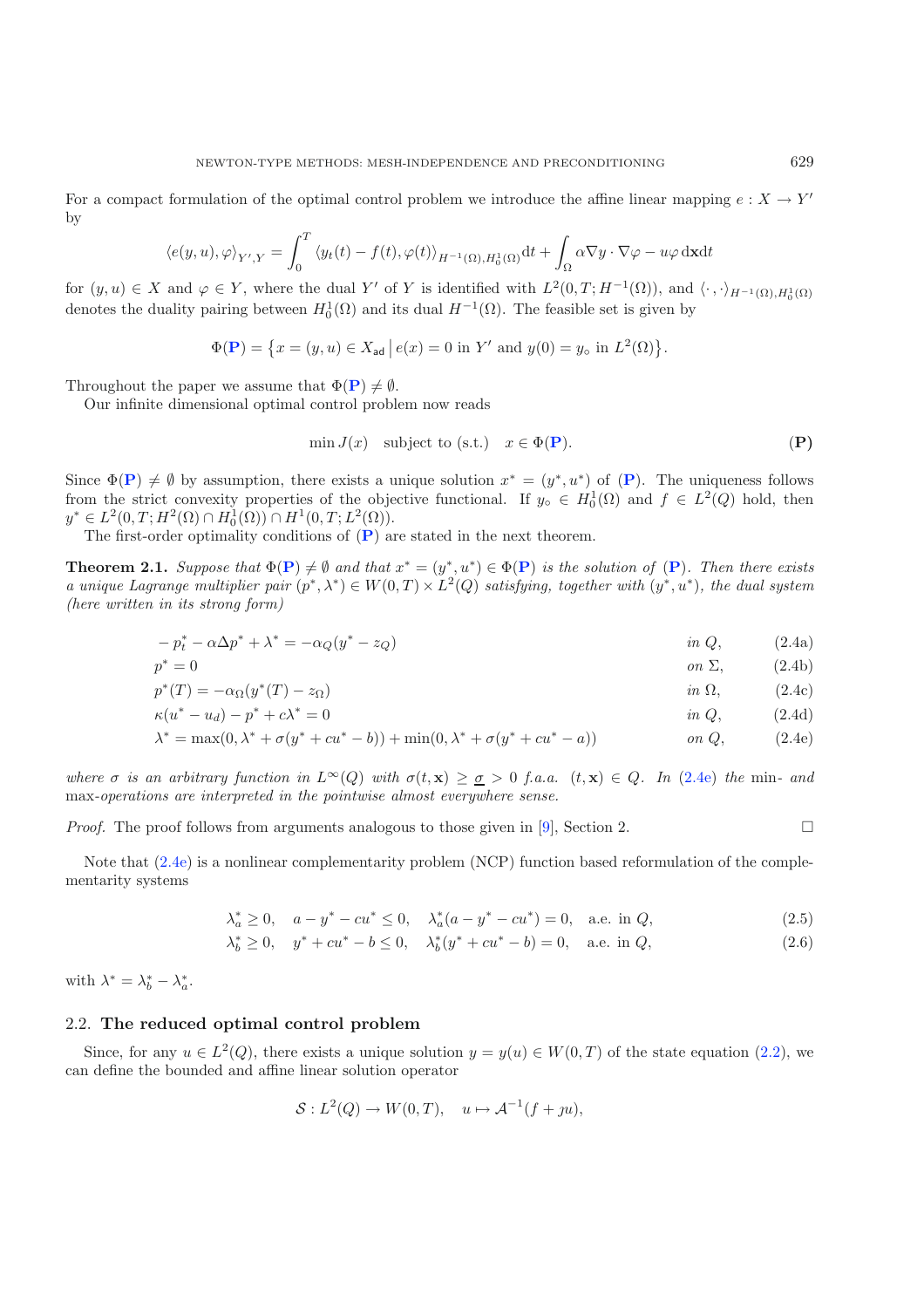For a compact formulation of the optimal control problem we introduce the affine linear mapping $e : X \to Y'$ by

$$\langle e(y,u), \varphi\rangle_{Y',Y} = \int_0^T \langle y_t(t) - f(t), \varphi(t)\rangle_{H^{-1}(\Omega),H_0^1(\Omega)} \mathrm{d}t + \int_\Omega \alpha \nabla y \cdot \nabla \varphi - u\varphi \, \mathrm{d}\mathbf{x}\mathrm{d}t$$

for $(y,u) \in X$ and $\varphi \in Y$, where the dual $Y'$ of $Y$ is identified with $L^2(0,T;H^{-1}(\Omega))$, and $\langle \cdot,\cdot\rangle_{H^{-1}(\Omega),H_0^1(\Omega)}$ denotes the duality pairing between $H_0^1(\Omega)$ and its dual $H^{-1}(\Omega)$. The feasible set is given by

$$\Phi(\mathbf{P}) = \left\{ x = (y,u) \in X_{\mathsf{ad}} \,\middle|\, e(x) = 0 \text{ in } Y' \text{ and } y(0) = y_\circ \text{ in } L^2(\Omega) \right\}.$$

Throughout the paper we assume that $\Phi(\mathbf{P}) \neq \emptyset$.

Our infinite dimensional optimal control problem now reads

$$\min J(x) \quad \text{subject to (s.t.)} \quad x \in \Phi(\mathbf{P}). \tag{P}$$

Since $\Phi(\mathbf{P}) \neq \emptyset$ by assumption, there exists a unique solution $x^* = (y^*, u^*)$ of (**P**). The uniqueness follows from the strict convexity properties of the objective functional. If $y_\circ \in H_0^1(\Omega)$ and $f \in L^2(Q)$ hold, then $y^* \in L^2(0,T;H^2(\Omega) \cap H_0^1(\Omega)) \cap H^1(0,T;L^2(\Omega))$.

The first-order optimality conditions of (**P**) are stated in the next theorem.

**Theorem 2.1.** *Suppose that $\Phi(\mathbf{P}) \neq \emptyset$ and that $x^* = (y^*, u^*) \in \Phi(\mathbf{P})$ is the solution of (**P**). Then there exists a unique Lagrange multiplier pair $(p^*, \lambda^*) \in W(0,T) \times L^2(Q)$ satisfying, together with $(y^*, u^*)$, the dual system (here written in its strong form)*

$$-p_t^* - \alpha\Delta p^* + \lambda^* = -\alpha_Q(y^* - z_Q) \qquad \text{in } Q, \tag{2.4a}$$

$$p^* = 0 \qquad \text{on } \Sigma, \tag{2.4b}$$

$$p^*(T) = -\alpha_\Omega(y^*(T) - z_\Omega) \qquad \text{in } \Omega, \tag{2.4c}$$

$$\kappa(u^* - u_d) - p^* + c\lambda^* = 0 \qquad \text{in } Q, \tag{2.4d}$$

$$\lambda^* = \max(0, \lambda^* + \sigma(y^* + cu^* - b)) + \min(0, \lambda^* + \sigma(y^* + cu^* - a)) \qquad \text{on } Q, \tag{2.4e}$$

*where $\sigma$ is an arbitrary function in $L^\infty(Q)$ with $\sigma(t,\mathbf{x}) \geq \underline{\sigma} > 0$ f.a.a. $(t,\mathbf{x}) \in Q$. In (2.4e) the min- and max-operations are interpreted in the pointwise almost everywhere sense.*

*Proof.* The proof follows from arguments analogous to those given in [9], Section 2. $\square$

Note that (2.4e) is a nonlinear complementarity problem (NCP) function based reformulation of the complementarity systems

$$\lambda_a^* \geq 0, \quad a - y^* - cu^* \leq 0, \quad \lambda_a^*(a - y^* - cu^*) = 0, \quad \text{a.e. in } Q, \tag{2.5}$$

$$\lambda_b^* \geq 0, \quad y^* + cu^* - b \leq 0, \quad \lambda_b^*(y^* + cu^* - b) = 0, \quad \text{a.e. in } Q, \tag{2.6}$$

with $\lambda^* = \lambda_b^* - \lambda_a^*$.

## 2.2. **The reduced optimal control problem**

Since, for any $u \in L^2(Q)$, there exists a unique solution $y = y(u) \in W(0,T)$ of the state equation (2.2), we can define the bounded and affine linear solution operator

$$\mathcal{S} : L^2(Q) \to W(0,T), \quad u \mapsto \mathcal{A}^{-1}(f + \jmath u),$$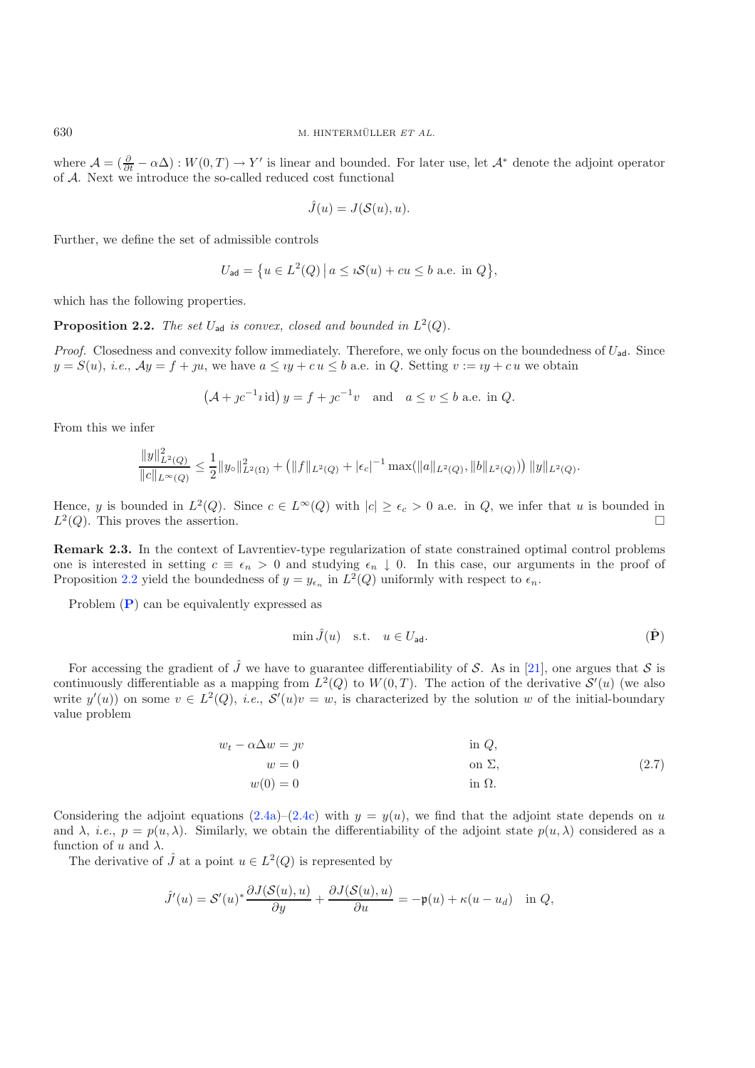where $\mathcal{A} = (\frac{\partial}{\partial t} - \alpha\Delta) : W(0,T) \to Y'$ is linear and bounded. For later use, let $\mathcal{A}^*$ denote the adjoint operator of $\mathcal{A}$. Next we introduce the so-called reduced cost functional

$$\hat{J}(u) = J(\mathcal{S}(u), u).$$

Further, we define the set of admissible controls

$$U_{\mathsf{ad}} = \left\{ u \in L^2(Q) \,\middle|\, a \leq \imath\mathcal{S}(u) + cu \leq b \text{ a.e. in } Q \right\},$$

which has the following properties.

**Proposition 2.2.** *The set $U_{\mathsf{ad}}$ is convex, closed and bounded in $L^2(Q)$.*

*Proof.* Closedness and convexity follow immediately. Therefore, we only focus on the boundedness of $U_{\mathsf{ad}}$. Since $y = S(u)$, *i.e.*, $\mathcal{A}y = f + \jmath u$, we have $a \leq \imath y + c\, u \leq b$ a.e. in $Q$. Setting $v := \imath y + c\, u$ we obtain

$$\left(\mathcal{A} + \jmath c^{-1}\imath \,\mathrm{id}\right) y = f + \jmath c^{-1} v \quad \text{and} \quad a \leq v \leq b \text{ a.e. in } Q.$$

From this we infer

$$\frac{\|y\|^2_{L^2(Q)}}{\|c\|_{L^\infty(Q)}} \leq \frac{1}{2}\|y_\circ\|^2_{L^2(\Omega)} + \left(\|f\|_{L^2(Q)} + |\epsilon_c|^{-1} \max(\|a\|_{L^2(Q)}, \|b\|_{L^2(Q)})\right) \|y\|_{L^2(Q)}.$$

Hence, $y$ is bounded in $L^2(Q)$. Since $c \in L^\infty(Q)$ with $|c| \geq \epsilon_c > 0$ a.e. in $Q$, we infer that $u$ is bounded in $L^2(Q)$. This proves the assertion. □

**Remark 2.3.** In the context of Lavrentiev-type regularization of state constrained optimal control problems one is interested in setting $c \equiv \epsilon_n > 0$ and studying $\epsilon_n \downarrow 0$. In this case, our arguments in the proof of Proposition 2.2 yield the boundedness of $y = y_{\epsilon_n}$ in $L^2(Q)$ uniformly with respect to $\epsilon_n$.

Problem (**P**) can be equivalently expressed as

$$\min \hat{J}(u) \quad \text{s.t.} \quad u \in U_{\mathsf{ad}}. \tag{$\hat{\mathbf{P}}$}$$

For accessing the gradient of $\hat{J}$ we have to guarantee differentiability of $\mathcal{S}$. As in [21], one argues that $\mathcal{S}$ is continuously differentiable as a mapping from $L^2(Q)$ to $W(0,T)$. The action of the derivative $\mathcal{S}'(u)$ (we also write $y'(u)$) on some $v \in L^2(Q)$, *i.e.*, $\mathcal{S}'(u)v = w$, is characterized by the solution $w$ of the initial-boundary value problem

$$\begin{aligned}
w_t - \alpha\Delta w &= \jmath v && \text{in } Q,\\
w &= 0 && \text{on } \Sigma,\\
w(0) &= 0 && \text{in } \Omega.
\end{aligned} \tag{2.7}$$

Considering the adjoint equations (2.4a)–(2.4c) with $y = y(u)$, we find that the adjoint state depends on $u$ and $\lambda$, *i.e.*, $p = p(u, \lambda)$. Similarly, we obtain the differentiability of the adjoint state $p(u, \lambda)$ considered as a function of $u$ and $\lambda$.

The derivative of $\hat{J}$ at a point $u \in L^2(Q)$ is represented by

$$\hat{J}'(u) = \mathcal{S}'(u)^* \frac{\partial J(\mathcal{S}(u), u)}{\partial y} + \frac{\partial J(\mathcal{S}(u), u)}{\partial u} = -\mathfrak{p}(u) + \kappa(u - u_d) \quad \text{in } Q,$$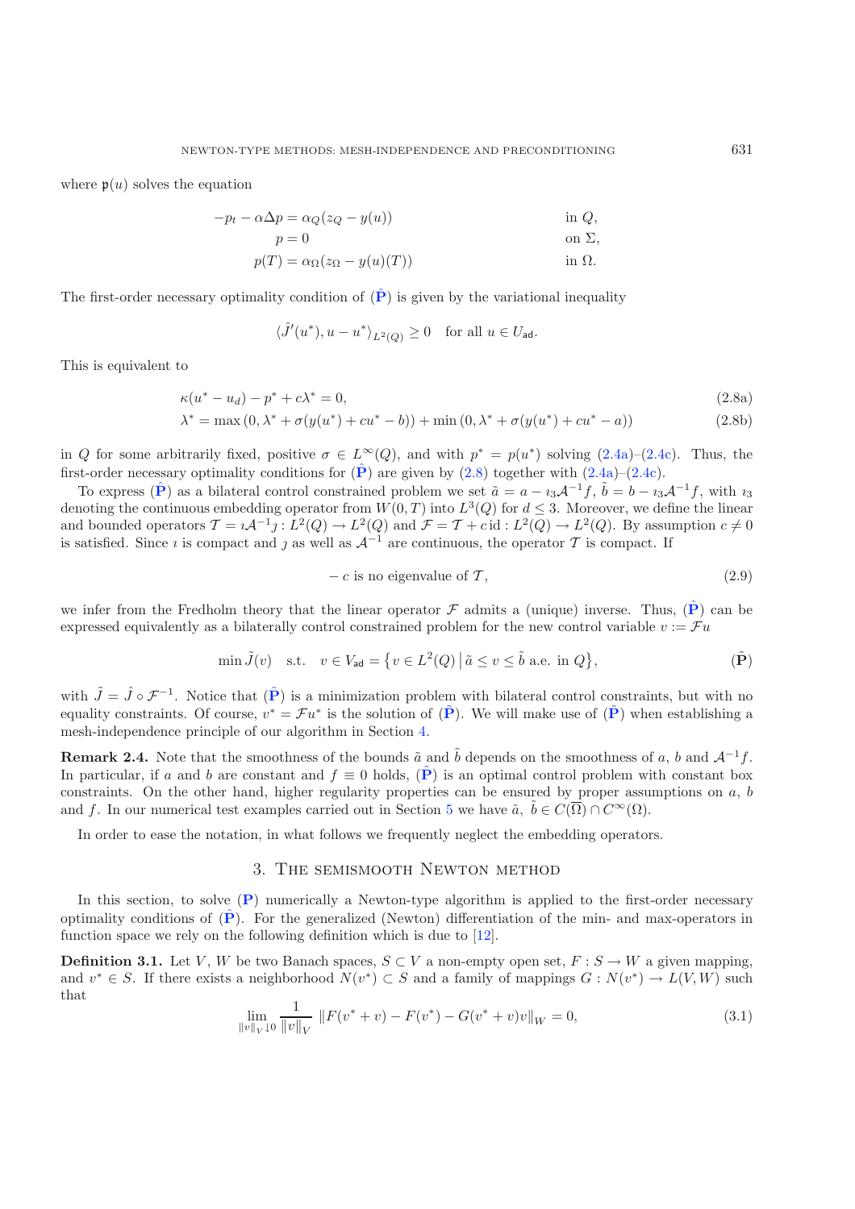where $\mathfrak{p}(u)$ solves the equation

$$
\begin{aligned}
-p_t - \alpha\Delta p &= \alpha_Q(z_Q - y(u)) && \text{in } Q,\\
p &= 0 && \text{on } \Sigma,\\
p(T) &= \alpha_\Omega(z_\Omega - y(u)(T)) && \text{in } \Omega.
\end{aligned}
$$

The first-order necessary optimality condition of ($\hat{\mathbf{P}}$) is given by the variational inequality

$$
\langle \hat{J}'(u^*), u - u^* \rangle_{L^2(Q)} \geq 0 \quad \text{for all } u \in U_{\mathsf{ad}}.
$$

This is equivalent to

$$
\kappa(u^* - u_d) - p^* + c\lambda^* = 0, \tag{2.8a}
$$

$$
\lambda^* = \max\left(0, \lambda^* + \sigma(y(u^*) + cu^* - b)\right) + \min\left(0, \lambda^* + \sigma(y(u^*) + cu^* - a)\right) \tag{2.8b}
$$

in $Q$ for some arbitrarily fixed, positive $\sigma \in L^\infty(Q)$, and with $p^* = p(u^*)$ solving (2.4a)–(2.4c). Thus, the first-order necessary optimality conditions for ($\hat{\mathbf{P}}$) are given by (2.8) together with (2.4a)–(2.4c).

To express ($\hat{\mathbf{P}}$) as a bilateral control constrained problem we set $\tilde{a} = a - \imath_3\mathcal{A}^{-1}f$, $\tilde{b} = b - \imath_3\mathcal{A}^{-1}f$, with $\imath_3$ denoting the continuous embedding operator from $W(0,T)$ into $L^3(Q)$ for $d \leq 3$. Moreover, we define the linear and bounded operators $\mathcal{T} = \imath\mathcal{A}^{-1}\jmath : L^2(Q) \to L^2(Q)$ and $\mathcal{F} = \mathcal{T} + c\,\mathrm{id} : L^2(Q) \to L^2(Q)$. By assumption $c \neq 0$ is satisfied. Since $\imath$ is compact and $\jmath$ as well as $\mathcal{A}^{-1}$ are continuous, the operator $\mathcal{T}$ is compact. If

$$
-\,c \text{ is no eigenvalue of } \mathcal{T}, \tag{2.9}
$$

we infer from the Fredholm theory that the linear operator $\mathcal{F}$ admits a (unique) inverse. Thus, ($\hat{\mathbf{P}}$) can be expressed equivalently as a bilaterally control constrained problem for the new control variable $v := \mathcal{F}u$

$$
\min \tilde{J}(v) \quad \text{s.t.} \quad v \in V_{\mathsf{ad}} = \left\{ v \in L^2(Q) \,\middle|\, \tilde{a} \leq v \leq \tilde{b} \text{ a.e. in } Q \right\}, \tag{$\tilde{\mathbf{P}}$}
$$

with $\tilde{J} = \hat{J} \circ \mathcal{F}^{-1}$. Notice that ($\tilde{\mathbf{P}}$) is a minimization problem with bilateral control constraints, but with no equality constraints. Of course, $v^* = \mathcal{F}u^*$ is the solution of ($\tilde{\mathbf{P}}$). We will make use of ($\tilde{\mathbf{P}}$) when establishing a mesh-independence principle of our algorithm in Section 4.

**Remark 2.4.** Note that the smoothness of the bounds $\tilde{a}$ and $\tilde{b}$ depends on the smoothness of $a$, $b$ and $\mathcal{A}^{-1}f$. In particular, if $a$ and $b$ are constant and $f \equiv 0$ holds, ($\tilde{\mathbf{P}}$) is an optimal control problem with constant box constraints. On the other hand, higher regularity properties can be ensured by proper assumptions on $a$, $b$ and $f$. In our numerical test examples carried out in Section 5 we have $\tilde{a}$, $\tilde{b} \in C(\overline{\Omega}) \cap C^\infty(\Omega)$.

In order to ease the notation, in what follows we frequently neglect the embedding operators.

## 3. The semismooth Newton method

In this section, to solve ($\mathbf{P}$) numerically a Newton-type algorithm is applied to the first-order necessary optimality conditions of ($\hat{\mathbf{P}}$). For the generalized (Newton) differentiation of the min- and max-operators in function space we rely on the following definition which is due to [12].

**Definition 3.1.** Let $V$, $W$ be two Banach spaces, $S \subset V$ a non-empty open set, $F : S \to W$ a given mapping, and $v^* \in S$. If there exists a neighborhood $N(v^*) \subset S$ and a family of mappings $G : N(v^*) \to L(V, W)$ such that

$$
\lim_{\|v\|_V \downarrow 0} \frac{1}{\|v\|_V} \left\| F(v^* + v) - F(v^*) - G(v^* + v)v \right\|_W = 0, \tag{3.1}
$$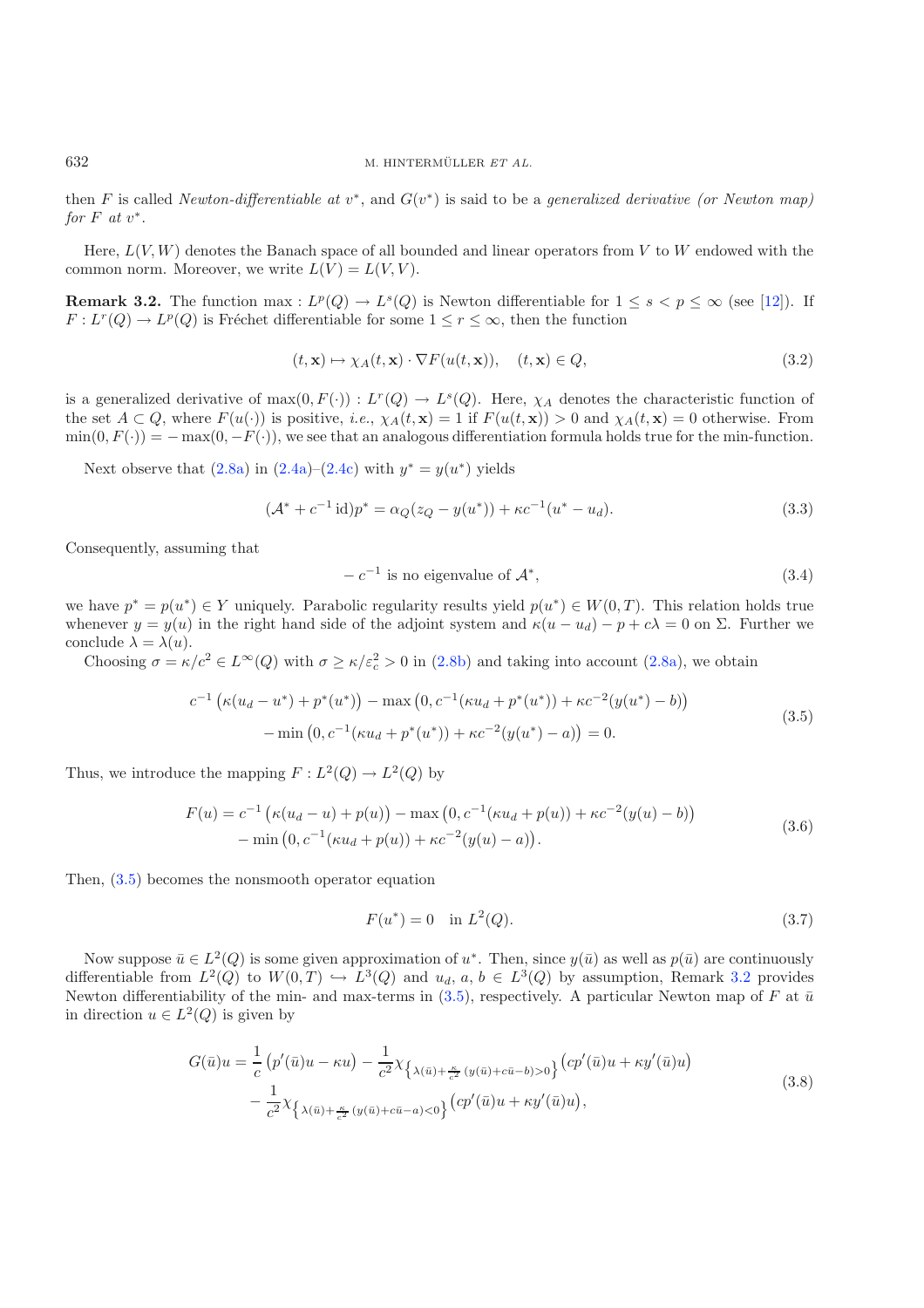then $F$ is called *Newton-differentiable at* $v^*$, and $G(v^*)$ is said to be a *generalized derivative (or Newton map) for* $F$ *at* $v^*$.

Here, $L(V,W)$ denotes the Banach space of all bounded and linear operators from $V$ to $W$ endowed with the common norm. Moreover, we write $L(V) = L(V,V)$.

**Remark 3.2.** The function $\max : L^p(Q) \to L^s(Q)$ is Newton differentiable for $1 \le s < p \le \infty$ (see [12]). If $F : L^r(Q) \to L^p(Q)$ is Fréchet differentiable for some $1 \le r \le \infty$, then the function

$$(t,\mathbf{x}) \mapsto \chi_A(t,\mathbf{x}) \cdot \nabla F(u(t,\mathbf{x})), \quad (t,\mathbf{x}) \in Q, \tag{3.2}$$

is a generalized derivative of $\max(0, F(\cdot)) : L^r(Q) \to L^s(Q)$. Here, $\chi_A$ denotes the characteristic function of the set $A \subset Q$, where $F(u(\cdot))$ is positive, *i.e.*, $\chi_A(t,\mathbf{x}) = 1$ if $F(u(t,\mathbf{x})) > 0$ and $\chi_A(t,\mathbf{x}) = 0$ otherwise. From $\min(0, F(\cdot)) = -\max(0, -F(\cdot))$, we see that an analogous differentiation formula holds true for the min-function.

Next observe that (2.8a) in (2.4a)–(2.4c) with $y^* = y(u^*)$ yields

$$(\mathcal{A}^* + c^{-1}\,\mathrm{id})p^* = \alpha_Q(z_Q - y(u^*)) + \kappa c^{-1}(u^* - u_d). \tag{3.3}$$

Consequently, assuming that

$$-\,c^{-1} \text{ is no eigenvalue of } \mathcal{A}^*, \tag{3.4}$$

we have $p^* = p(u^*) \in Y$ uniquely. Parabolic regularity results yield $p(u^*) \in W(0,T)$. This relation holds true whenever $y = y(u)$ in the right hand side of the adjoint system and $\kappa(u - u_d) - p + c\lambda = 0$ on $\Sigma$. Further we conclude $\lambda = \lambda(u)$.

Choosing $\sigma = \kappa/c^2 \in L^\infty(Q)$ with $\sigma \ge \kappa/\varepsilon_c^2 > 0$ in (2.8b) and taking into account (2.8a), we obtain

$$\begin{aligned} c^{-1}\left(\kappa(u_d - u^*) + p^*(u^*)\right) &- \max\left(0, c^{-1}(\kappa u_d + p^*(u^*)) + \kappa c^{-2}(y(u^*) - b)\right) \\ &- \min\left(0, c^{-1}(\kappa u_d + p^*(u^*)) + \kappa c^{-2}(y(u^*) - a)\right) = 0. \end{aligned} \tag{3.5}$$

Thus, we introduce the mapping $F : L^2(Q) \to L^2(Q)$ by

$$\begin{aligned} F(u) = c^{-1}\left(\kappa(u_d - u) + p(u)\right) &- \max\left(0, c^{-1}(\kappa u_d + p(u)) + \kappa c^{-2}(y(u) - b)\right) \\ &- \min\left(0, c^{-1}(\kappa u_d + p(u)) + \kappa c^{-2}(y(u) - a)\right). \end{aligned} \tag{3.6}$$

Then, (3.5) becomes the nonsmooth operator equation

$$F(u^*) = 0 \quad \text{in } L^2(Q). \tag{3.7}$$

Now suppose $\bar{u} \in L^2(Q)$ is some given approximation of $u^*$. Then, since $y(\bar{u})$ as well as $p(\bar{u})$ are continuously differentiable from $L^2(Q)$ to $W(0,T) \hookrightarrow L^3(Q)$ and $u_d, a, b \in L^3(Q)$ by assumption, Remark 3.2 provides Newton differentiability of the min- and max-terms in (3.5), respectively. A particular Newton map of $F$ at $\bar{u}$ in direction $u \in L^2(Q)$ is given by

$$\begin{aligned} G(\bar{u})u = \frac{1}{c}\left(p'(\bar{u})u - \kappa u\right) &- \frac{1}{c^2}\chi_{\left\{\lambda(\bar{u}) + \frac{\kappa}{c^2}(y(\bar{u}) + c\bar{u} - b) > 0\right\}}\left(cp'(\bar{u})u + \kappa y'(\bar{u})u\right) \\ &- \frac{1}{c^2}\chi_{\left\{\lambda(\bar{u}) + \frac{\kappa}{c^2}(y(\bar{u}) + c\bar{u} - a) < 0\right\}}\left(cp'(\bar{u})u + \kappa y'(\bar{u})u\right), \end{aligned} \tag{3.8}$$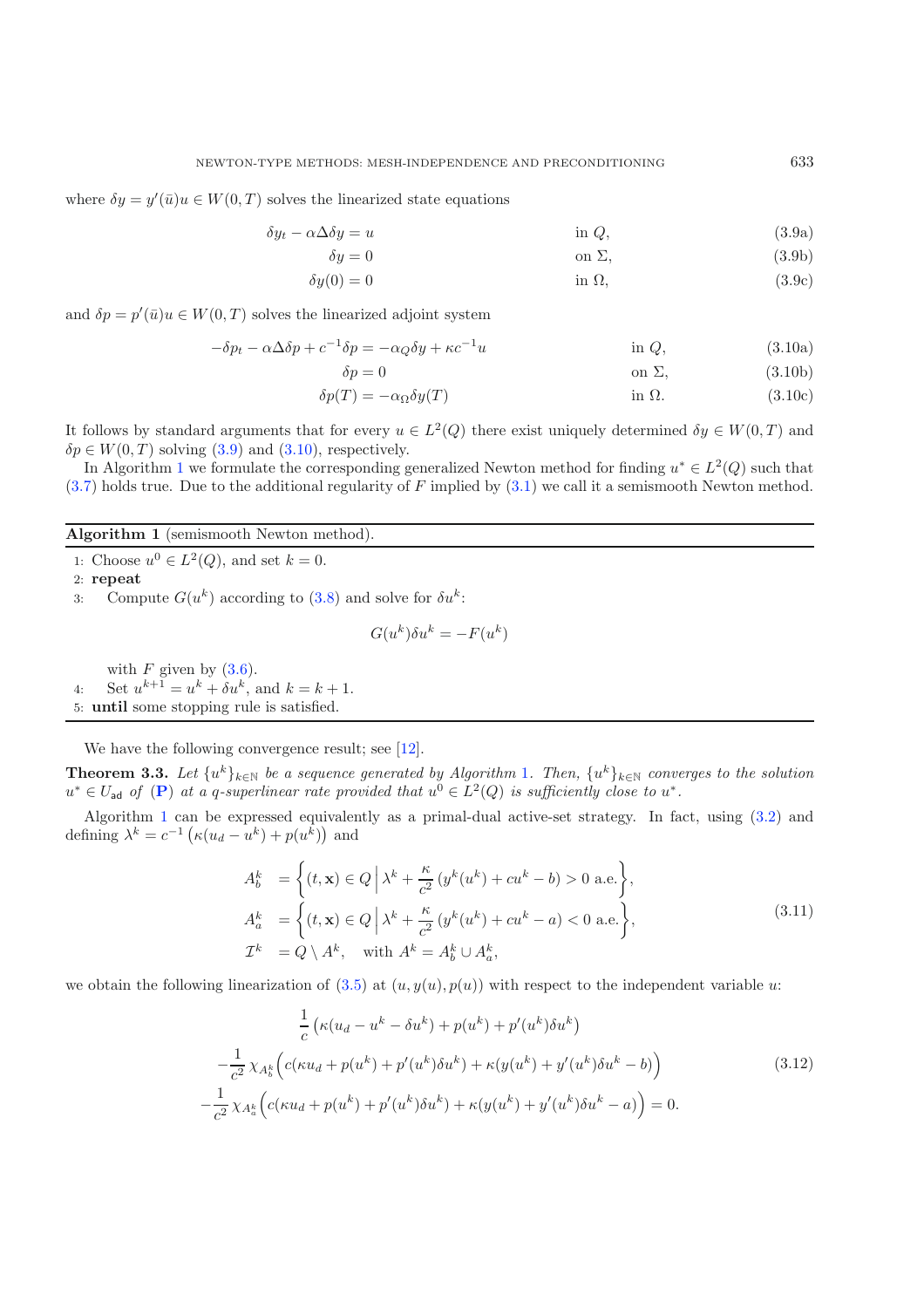where $\delta y = y'(\bar{u})u \in W(0,T)$ solves the linearized state equations

$$
\begin{aligned}
\delta y_t - \alpha \Delta \delta y &= u && \text{in } Q, && \text{(3.9a)}\\
\delta y &= 0 && \text{on } \Sigma, && \text{(3.9b)}\\
\delta y(0) &= 0 && \text{in } \Omega, && \text{(3.9c)}
\end{aligned}
$$

and $\delta p = p'(\bar{u})u \in W(0,T)$ solves the linearized adjoint system

$$
\begin{aligned}
-\delta p_t - \alpha \Delta \delta p + c^{-1} \delta p &= -\alpha_Q \delta y + \kappa c^{-1} u && \text{in } Q, && \text{(3.10a)}\\
\delta p &= 0 && \text{on } \Sigma, && \text{(3.10b)}\\
\delta p(T) &= -\alpha_\Omega \delta y(T) && \text{in } \Omega. && \text{(3.10c)}
\end{aligned}
$$

It follows by standard arguments that for every $u \in L^2(Q)$ there exist uniquely determined $\delta y \in W(0,T)$ and $\delta p \in W(0,T)$ solving (3.9) and (3.10), respectively.

In Algorithm 1 we formulate the corresponding generalized Newton method for finding $u^* \in L^2(Q)$ such that (3.7) holds true. Due to the additional regularity of $F$ implied by (3.1) we call it a semismooth Newton method.

---

**Algorithm 1** (semismooth Newton method).

1: Choose $u^0 \in L^2(Q)$, and set $k = 0$.
2: **repeat**
3: Compute $G(u^k)$ according to (3.8) and solve for $\delta u^k$:

$$G(u^k)\delta u^k = -F(u^k)$$

with $F$ given by (3.6).
4: Set $u^{k+1} = u^k + \delta u^k$, and $k = k+1$.
5: **until** some stopping rule is satisfied.

---

We have the following convergence result; see [12].

**Theorem 3.3.** *Let $\{u^k\}_{k\in\mathbb{N}}$ be a sequence generated by Algorithm 1. Then, $\{u^k\}_{k\in\mathbb{N}}$ converges to the solution $u^* \in U_{\mathsf{ad}}$ of* (**P**) *at a q-superlinear rate provided that $u^0 \in L^2(Q)$ is sufficiently close to $u^*$.*

Algorithm 1 can be expressed equivalently as a primal-dual active-set strategy. In fact, using (3.2) and defining $\lambda^k = c^{-1}\left(\kappa(u_d - u^k) + p(u^k)\right)$ and

$$
\begin{aligned}
A_b^k &= \left\{ (t,\mathbf{x}) \in Q \,\Big|\, \lambda^k + \frac{\kappa}{c^2}\left(y^k(u^k) + cu^k - b\right) > 0 \text{ a.e.} \right\},\\
A_a^k &= \left\{ (t,\mathbf{x}) \in Q \,\Big|\, \lambda^k + \frac{\kappa}{c^2}\left(y^k(u^k) + cu^k - a\right) < 0 \text{ a.e.} \right\},\\
\mathcal{I}^k &= Q \setminus A^k, \quad \text{with } A^k = A_b^k \cup A_a^k,
\end{aligned}
\tag{3.11}
$$

we obtain the following linearization of (3.5) at $(u, y(u), p(u))$ with respect to the independent variable $u$:

$$
\begin{aligned}
&\frac{1}{c}\left(\kappa(u_d - u^k - \delta u^k) + p(u^k) + p'(u^k)\delta u^k\right)\\
&-\frac{1}{c^2}\,\chi_{A_b^k}\Big(c(\kappa u_d + p(u^k) + p'(u^k)\delta u^k) + \kappa(y(u^k) + y'(u^k)\delta u^k - b)\Big)\\
&-\frac{1}{c^2}\,\chi_{A_a^k}\Big(c(\kappa u_d + p(u^k) + p'(u^k)\delta u^k) + \kappa(y(u^k) + y'(u^k)\delta u^k - a)\Big) = 0.
\end{aligned}
\tag{3.12}
$$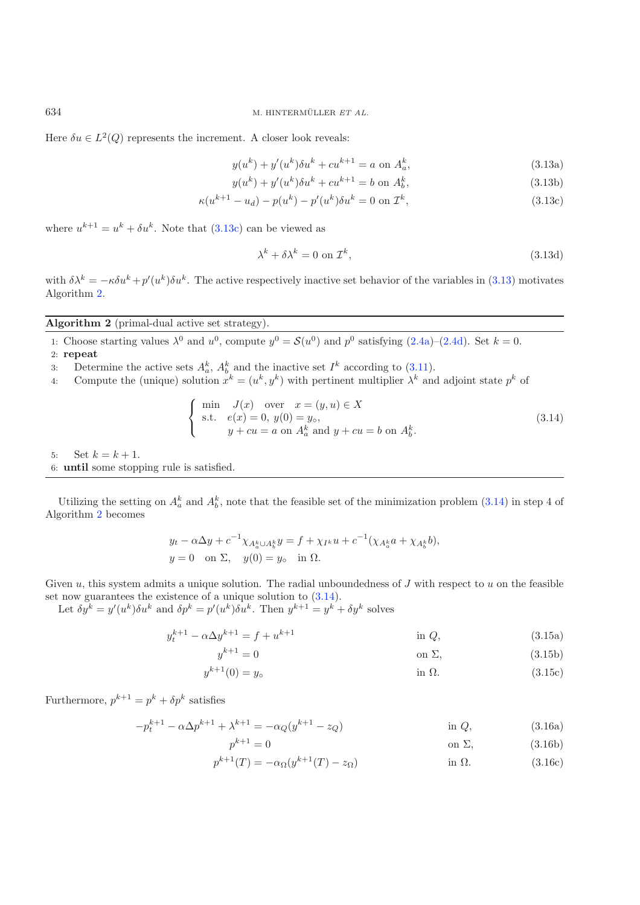Here $\delta u \in L^2(Q)$ represents the increment. A closer look reveals:

$$y(u^k) + y'(u^k)\delta u^k + cu^{k+1} = a \text{ on } A_a^k, \tag{3.13a}$$

$$y(u^k) + y'(u^k)\delta u^k + cu^{k+1} = b \text{ on } A_b^k, \tag{3.13b}$$

$$\kappa(u^{k+1} - u_d) - p(u^k) - p'(u^k)\delta u^k = 0 \text{ on } \mathcal{I}^k, \tag{3.13c}$$

where $u^{k+1} = u^k + \delta u^k$. Note that (3.13c) can be viewed as

$$\lambda^k + \delta\lambda^k = 0 \text{ on } \mathcal{I}^k, \tag{3.13d}$$

with $\delta\lambda^k = -\kappa\delta u^k + p'(u^k)\delta u^k$. The active respectively inactive set behavior of the variables in (3.13) motivates Algorithm 2.

---

**Algorithm 2** (primal-dual active set strategy).

1: Choose starting values $\lambda^0$ and $u^0$, compute $y^0 = \mathcal{S}(u^0)$ and $p^0$ satisfying (2.4a)–(2.4d). Set $k = 0$.
2: **repeat**
3: Determine the active sets $A_a^k$, $A_b^k$ and the inactive set $I^k$ according to (3.11).
4: Compute the (unique) solution $x^k = (u^k, y^k)$ with pertinent multiplier $\lambda^k$ and adjoint state $p^k$ of

$$\begin{cases} \min \quad J(x) \quad \text{over} \quad x = (y,u) \in X \\ \text{s.t.} \quad e(x) = 0,\ y(0) = y_\circ, \\ \qquad\ y + cu = a \text{ on } A_a^k \text{ and } y + cu = b \text{ on } A_b^k. \end{cases} \tag{3.14}$$

5: Set $k = k + 1$.
6: **until** some stopping rule is satisfied.

---

Utilizing the setting on $A_a^k$ and $A_b^k$, note that the feasible set of the minimization problem (3.14) in step 4 of Algorithm 2 becomes

$$y_t - \alpha\Delta y + c^{-1}\chi_{A_a^k \cup A_b^k} y = f + \chi_{I^k} u + c^{-1}(\chi_{A_a^k} a + \chi_{A_b^k} b),$$
$$y = 0 \quad \text{on } \Sigma, \quad y(0) = y_\circ \quad \text{in } \Omega.$$

Given $u$, this system admits a unique solution. The radial unboundedness of $J$ with respect to $u$ on the feasible set now guarantees the existence of a unique solution to (3.14).

Let $\delta y^k = y'(u^k)\delta u^k$ and $\delta p^k = p'(u^k)\delta u^k$. Then $y^{k+1} = y^k + \delta y^k$ solves

$$y_t^{k+1} - \alpha\Delta y^{k+1} = f + u^{k+1} \qquad \text{in } Q, \tag{3.15a}$$

$$y^{k+1} = 0 \qquad \text{on } \Sigma, \tag{3.15b}$$

$$y^{k+1}(0) = y_\circ \qquad \text{in } \Omega. \tag{3.15c}$$

Furthermore, $p^{k+1} = p^k + \delta p^k$ satisfies

$$-p_t^{k+1} - \alpha\Delta p^{k+1} + \lambda^{k+1} = -\alpha_Q(y^{k+1} - z_Q) \qquad \text{in } Q, \tag{3.16a}$$

$$p^{k+1} = 0 \qquad \text{on } \Sigma, \tag{3.16b}$$

$$p^{k+1}(T) = -\alpha_\Omega(y^{k+1}(T) - z_\Omega) \qquad \text{in } \Omega. \tag{3.16c}$$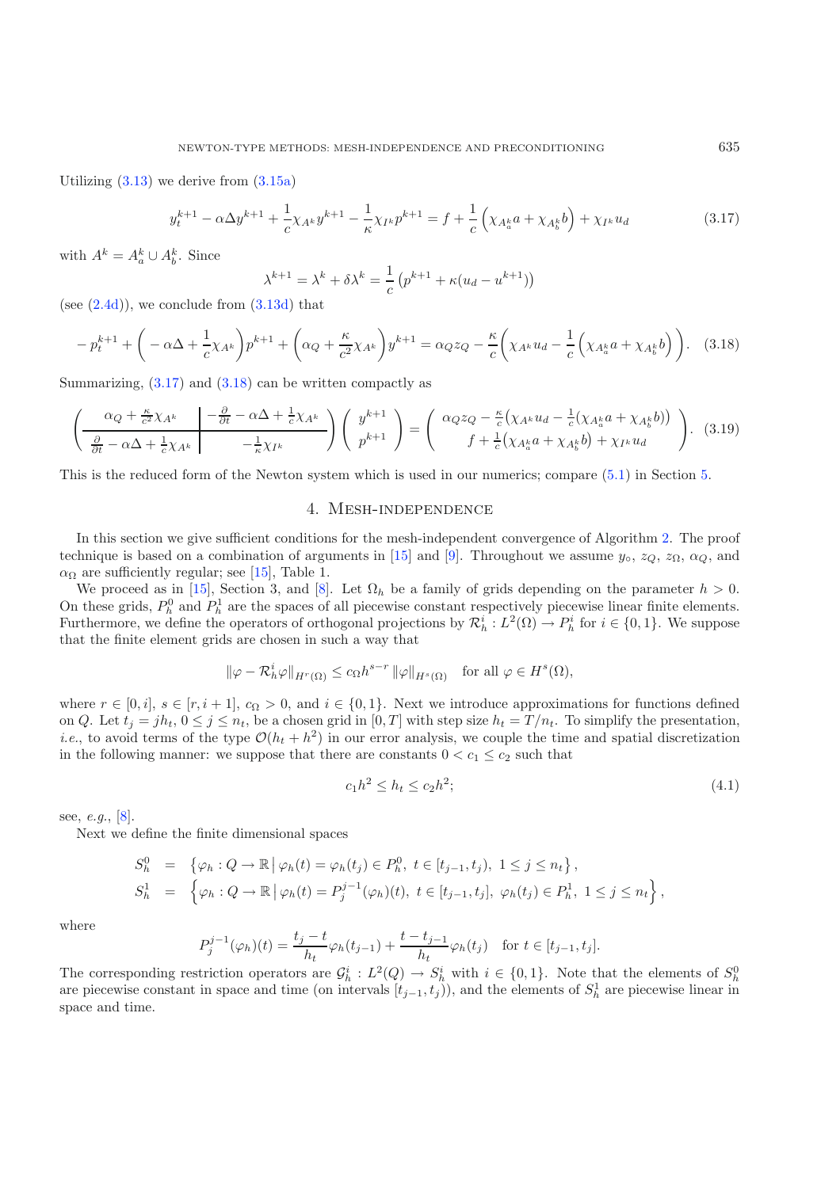Utilizing (3.13) we derive from (3.15a)

$$y_t^{k+1} - \alpha\Delta y^{k+1} + \frac{1}{c}\chi_{A^k} y^{k+1} - \frac{1}{\kappa}\chi_{I^k} p^{k+1} = f + \frac{1}{c}\left(\chi_{A_a^k} a + \chi_{A_b^k} b\right) + \chi_{I^k} u_d \tag{3.17}$$

with $A^k = A_a^k \cup A_b^k$. Since

$$\lambda^{k+1} = \lambda^k + \delta\lambda^k = \frac{1}{c}\left(p^{k+1} + \kappa(u_d - u^{k+1})\right)$$

(see (2.4d)), we conclude from (3.13d) that

$$-p_t^{k+1} + \left(-\alpha\Delta + \frac{1}{c}\chi_{A^k}\right)p^{k+1} + \left(\alpha_Q + \frac{\kappa}{c^2}\chi_{A^k}\right)y^{k+1} = \alpha_Q z_Q - \frac{\kappa}{c}\left(\chi_{A^k} u_d - \frac{1}{c}\left(\chi_{A_a^k} a + \chi_{A_b^k} b\right)\right). \tag{3.18}$$

Summarizing, (3.17) and (3.18) can be written compactly as

$$\left(\begin{array}{c|c} \alpha_Q + \frac{\kappa}{c^2}\chi_{A^k} & -\frac{\partial}{\partial t} - \alpha\Delta + \frac{1}{c}\chi_{A^k} \\ \hline \frac{\partial}{\partial t} - \alpha\Delta + \frac{1}{c}\chi_{A^k} & -\frac{1}{\kappa}\chi_{I^k} \end{array}\right)\left(\begin{array}{c} y^{k+1} \\ p^{k+1} \end{array}\right) = \left(\begin{array}{c} \alpha_Q z_Q - \frac{\kappa}{c}\left(\chi_{A^k} u_d - \frac{1}{c}(\chi_{A_a^k} a + \chi_{A_b^k} b)\right) \\ f + \frac{1}{c}\left(\chi_{A_a^k} a + \chi_{A_b^k} b\right) + \chi_{I^k} u_d \end{array}\right). \tag{3.19}$$

This is the reduced form of the Newton system which is used in our numerics; compare (5.1) in Section 5.

## 4. Mesh-independence

In this section we give sufficient conditions for the mesh-independent convergence of Algorithm 2. The proof technique is based on a combination of arguments in [15] and [9]. Throughout we assume $y_\circ$, $z_Q$, $z_\Omega$, $\alpha_Q$, and $\alpha_\Omega$ are sufficiently regular; see [15], Table 1.

We proceed as in [15], Section 3, and [8]. Let $\Omega_h$ be a family of grids depending on the parameter $h > 0$. On these grids, $P_h^0$ and $P_h^1$ are the spaces of all piecewise constant respectively piecewise linear finite elements. Furthermore, we define the operators of orthogonal projections by $\mathcal{R}_h^i : L^2(\Omega) \to P_h^i$ for $i \in \{0,1\}$. We suppose that the finite element grids are chosen in such a way that

$$\|\varphi - \mathcal{R}_h^i\varphi\|_{H^r(\Omega)} \le c_\Omega h^{s-r}\|\varphi\|_{H^s(\Omega)} \quad \text{for all } \varphi \in H^s(\Omega),$$

where $r \in [0,i]$, $s \in [r, i+1]$, $c_\Omega > 0$, and $i \in \{0,1\}$. Next we introduce approximations for functions defined on $Q$. Let $t_j = jh_t$, $0 \le j \le n_t$, be a chosen grid in $[0,T]$ with step size $h_t = T/n_t$. To simplify the presentation, *i.e.*, to avoid terms of the type $\mathcal{O}(h_t + h^2)$ in our error analysis, we couple the time and spatial discretization in the following manner: we suppose that there are constants $0 < c_1 \le c_2$ such that

$$c_1 h^2 \le h_t \le c_2 h^2; \tag{4.1}$$

see, *e.g.*, [8].

Next we define the finite dimensional spaces

$$\begin{aligned} S_h^0 &= \left\{\varphi_h : Q \to \mathbb{R} \,\middle|\, \varphi_h(t) = \varphi_h(t_j) \in P_h^0,\ t \in [t_{j-1}, t_j),\ 1 \le j \le n_t\right\}, \\ S_h^1 &= \left\{\varphi_h : Q \to \mathbb{R} \,\middle|\, \varphi_h(t) = P_j^{j-1}(\varphi_h)(t),\ t \in [t_{j-1}, t_j],\ \varphi_h(t_j) \in P_h^1,\ 1 \le j \le n_t\right\}, \end{aligned}$$

where

$$P_j^{j-1}(\varphi_h)(t) = \frac{t_j - t}{h_t}\varphi_h(t_{j-1}) + \frac{t - t_{j-1}}{h_t}\varphi_h(t_j) \quad \text{for } t \in [t_{j-1}, t_j].$$

The corresponding restriction operators are $\mathcal{G}_h^i : L^2(Q) \to S_h^i$ with $i \in \{0,1\}$. Note that the elements of $S_h^0$ are piecewise constant in space and time (on intervals $[t_{j-1}, t_j)$), and the elements of $S_h^1$ are piecewise linear in space and time.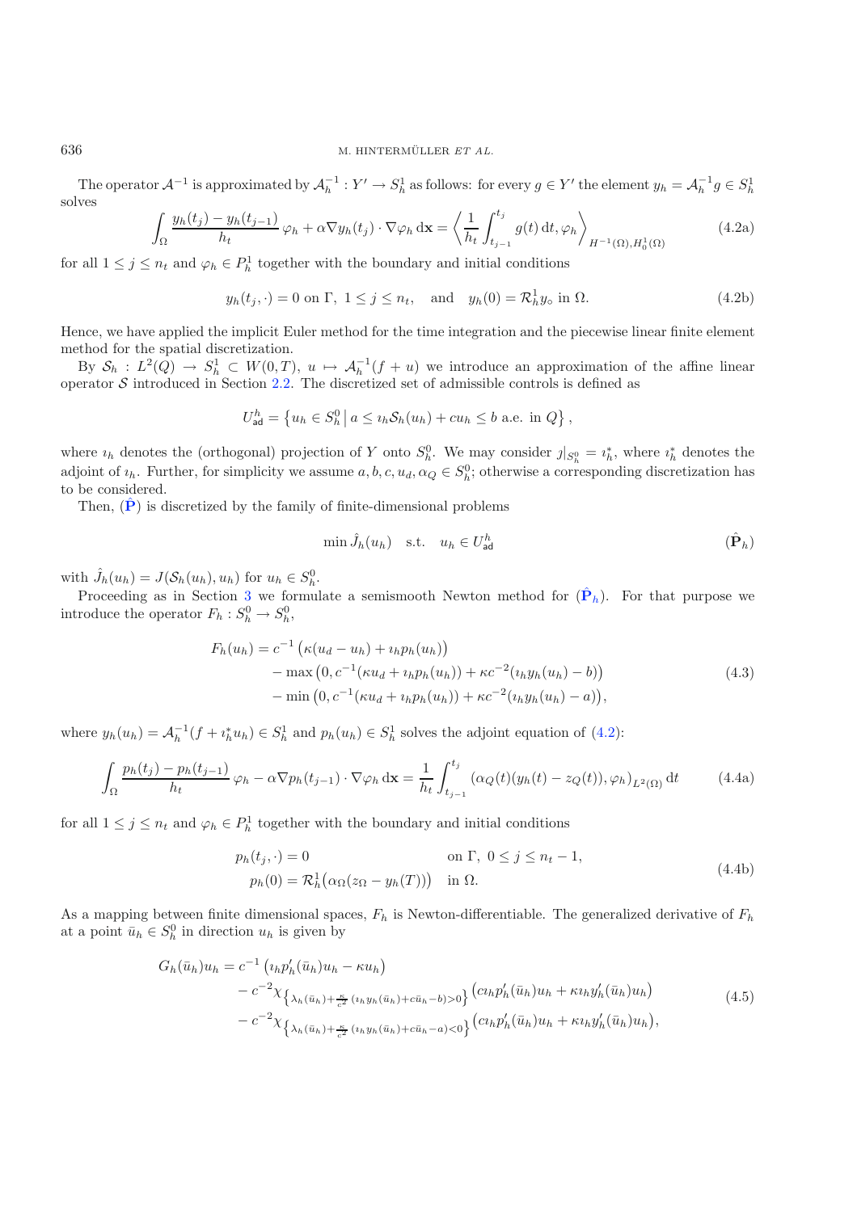The operator $\mathcal{A}^{-1}$ is approximated by $\mathcal{A}_h^{-1} : Y' \to S_h^1$ as follows: for every $g \in Y'$ the element $y_h = \mathcal{A}_h^{-1} g \in S_h^1$ solves

$$\int_\Omega \frac{y_h(t_j) - y_h(t_{j-1})}{h_t}\,\varphi_h + \alpha \nabla y_h(t_j) \cdot \nabla \varphi_h \,\mathrm{d}\mathbf{x} = \left\langle \frac{1}{h_t}\int_{t_{j-1}}^{t_j} g(t)\,\mathrm{d}t, \varphi_h \right\rangle_{H^{-1}(\Omega), H_0^1(\Omega)} \tag{4.2a}$$

for all $1 \le j \le n_t$ and $\varphi_h \in P_h^1$ together with the boundary and initial conditions

$$y_h(t_j, \cdot) = 0 \text{ on } \Gamma,\; 1 \le j \le n_t, \quad \text{and} \quad y_h(0) = \mathcal{R}_h^1 y_\circ \text{ in } \Omega. \tag{4.2b}$$

Hence, we have applied the implicit Euler method for the time integration and the piecewise linear finite element method for the spatial discretization.

By $\mathcal{S}_h : L^2(Q) \to S_h^1 \subset W(0,T)$, $u \mapsto \mathcal{A}_h^{-1}(f + u)$ we introduce an approximation of the affine linear operator $\mathcal{S}$ introduced in Section 2.2. The discretized set of admissible controls is defined as

$$U_{\mathsf{ad}}^h = \left\{ u_h \in S_h^0 \,\middle|\, a \le \imath_h \mathcal{S}_h(u_h) + c u_h \le b \text{ a.e. in } Q \right\},$$

where $\imath_h$ denotes the (orthogonal) projection of $Y$ onto $S_h^0$. We may consider $\jmath|_{S_h^0} = \imath_h^*$, where $\imath_h^*$ denotes the adjoint of $\imath_h$. Further, for simplicity we assume $a, b, c, u_d, \alpha_Q \in S_h^0$; otherwise a corresponding discretization has to be considered.

Then, ($\hat{\mathbf{P}}$) is discretized by the family of finite-dimensional problems

$$\min \hat{J}_h(u_h) \quad \text{s.t.} \quad u_h \in U_{\mathsf{ad}}^h \tag{$\hat{\mathbf{P}}_h$}$$

with $\hat{J}_h(u_h) = J(\mathcal{S}_h(u_h), u_h)$ for $u_h \in S_h^0$.

Proceeding as in Section 3 we formulate a semismooth Newton method for ($\hat{\mathbf{P}}_h$). For that purpose we introduce the operator $F_h : S_h^0 \to S_h^0$,

$$\begin{aligned} F_h(u_h) = c^{-1}&\left(\kappa(u_d - u_h) + \imath_h p_h(u_h)\right) \\ &- \max\left(0, c^{-1}(\kappa u_d + \imath_h p_h(u_h)) + \kappa c^{-2}(\imath_h y_h(u_h) - b)\right) \\ &- \min\left(0, c^{-1}(\kappa u_d + \imath_h p_h(u_h)) + \kappa c^{-2}(\imath_h y_h(u_h) - a)\right), \end{aligned} \tag{4.3}$$

where $y_h(u_h) = \mathcal{A}_h^{-1}(f + \imath_h^* u_h) \in S_h^1$ and $p_h(u_h) \in S_h^1$ solves the adjoint equation of (4.2):

$$\int_\Omega \frac{p_h(t_j) - p_h(t_{j-1})}{h_t}\,\varphi_h - \alpha \nabla p_h(t_{j-1}) \cdot \nabla \varphi_h \,\mathrm{d}\mathbf{x} = \frac{1}{h_t}\int_{t_{j-1}}^{t_j} \left(\alpha_Q(t)(y_h(t) - z_Q(t)), \varphi_h\right)_{L^2(\Omega)} \mathrm{d}t \tag{4.4a}$$

for all $1 \le j \le n_t$ and $\varphi_h \in P_h^1$ together with the boundary and initial conditions

$$\begin{aligned} p_h(t_j, \cdot) &= 0 && \text{on } \Gamma,\; 0 \le j \le n_t - 1, \\ p_h(0) &= \mathcal{R}_h^1\big(\alpha_\Omega(z_\Omega - y_h(T))\big) && \text{in } \Omega. \end{aligned} \tag{4.4b}$$

As a mapping between finite dimensional spaces, $F_h$ is Newton-differentiable. The generalized derivative of $F_h$ at a point $\bar{u}_h \in S_h^0$ in direction $u_h$ is given by

$$\begin{aligned} G_h(\bar{u}_h)u_h = c^{-1}&\left(\imath_h p_h'(\bar{u}_h)u_h - \kappa u_h\right) \\ &- c^{-2}\chi_{\left\{\lambda_h(\bar{u}_h) + \frac{\kappa}{c^2}(\imath_h y_h(\bar{u}_h) + c\bar{u}_h - b) > 0\right\}}\left(c\imath_h p_h'(\bar{u}_h)u_h + \kappa \imath_h y_h'(\bar{u}_h)u_h\right) \\ &- c^{-2}\chi_{\left\{\lambda_h(\bar{u}_h) + \frac{\kappa}{c^2}(\imath_h y_h(\bar{u}_h) + c\bar{u}_h - a) < 0\right\}}\left(c\imath_h p_h'(\bar{u}_h)u_h + \kappa \imath_h y_h'(\bar{u}_h)u_h\right), \end{aligned} \tag{4.5}$$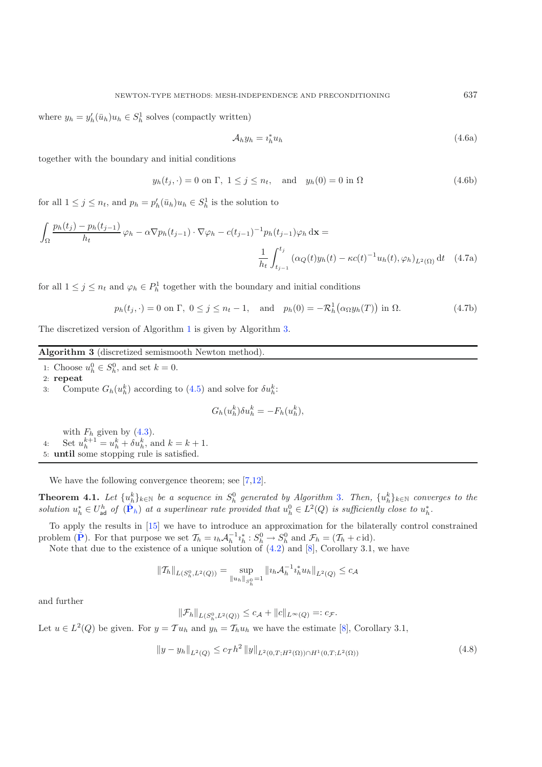where $y_h = y_h'(\bar{u}_h)u_h \in S_h^1$ solves (compactly written)

$$\mathcal{A}_h y_h = \imath_h^* u_h \tag{4.6a}$$

together with the boundary and initial conditions

$$y_h(t_j, \cdot) = 0 \text{ on } \Gamma,\ 1 \le j \le n_t, \quad \text{and} \quad y_h(0) = 0 \text{ in } \Omega \tag{4.6b}$$

for all $1 \le j \le n_t$, and $p_h = p_h'(\bar{u}_h)u_h \in S_h^1$ is the solution to

$$\int_\Omega \frac{p_h(t_j) - p_h(t_{j-1})}{h_t}\,\varphi_h - \alpha \nabla p_h(t_{j-1}) \cdot \nabla \varphi_h - c(t_{j-1})^{-1} p_h(t_{j-1})\varphi_h \,\mathrm{d}\mathbf{x} = \frac{1}{h_t}\int_{t_{j-1}}^{t_j} \left(\alpha_Q(t) y_h(t) - \kappa c(t)^{-1} u_h(t), \varphi_h\right)_{L^2(\Omega)} \mathrm{d}t \tag{4.7a}$$

for all $1 \le j \le n_t$ and $\varphi_h \in P_h^1$ together with the boundary and initial conditions

$$p_h(t_j, \cdot) = 0 \text{ on } \Gamma,\ 0 \le j \le n_t - 1, \quad \text{and} \quad p_h(0) = -\mathcal{R}_h^1\big(\alpha_\Omega y_h(T)\big) \text{ in } \Omega. \tag{4.7b}$$

The discretized version of Algorithm 1 is given by Algorithm 3.

---

**Algorithm 3** (discretized semismooth Newton method).

1: Choose $u_h^0 \in S_h^0$, and set $k = 0$.
2: **repeat**
3: Compute $G_h(u_h^k)$ according to (4.5) and solve for $\delta u_h^k$:

$$G_h(u_h^k)\delta u_h^k = -F_h(u_h^k),$$

with $F_h$ given by (4.3).
4: Set $u_h^{k+1} = u_h^k + \delta u_h^k$, and $k = k + 1$.
5: **until** some stopping rule is satisfied.

---

We have the following convergence theorem; see [7,12].

**Theorem 4.1.** *Let $\{u_h^k\}_{k \in \mathbb{N}}$ be a sequence in $S_h^0$ generated by Algorithm 3. Then, $\{u_h^k\}_{k\in\mathbb{N}}$ converges to the solution $u_h^* \in U_{\mathsf{ad}}^h$ of ($\hat{\mathbf{P}}_h$) at a superlinear rate provided that $u_h^0 \in L^2(Q)$ is sufficiently close to $u_h^*$.*

To apply the results in [15] we have to introduce an approximation for the bilaterally control constrained problem ($\tilde{\mathbf{P}}$). For that purpose we set $\mathcal{T}_h = \imath_h \mathcal{A}_h^{-1} \imath_h^* : S_h^0 \to S_h^0$ and $\mathcal{F}_h = (\mathcal{T}_h + c\,\mathrm{id})$.

Note that due to the existence of a unique solution of (4.2) and [8], Corollary 3.1, we have

$$\|\mathcal{T}_h\|_{L(S_h^0, L^2(Q))} = \sup_{\|u_h\|_{S_h^0}=1} \|\imath_h \mathcal{A}_h^{-1} \imath_h^* u_h\|_{L^2(Q)} \le c_{\mathcal{A}}$$

and further

$$\|\mathcal{F}_h\|_{L(S_h^0, L^2(Q))} \le c_{\mathcal{A}} + \|c\|_{L^\infty(Q)} =: c_{\mathcal{F}}.$$

Let $u \in L^2(Q)$ be given. For $y = \mathcal{T}u_h$ and $y_h = \mathcal{T}_h u_h$ we have the estimate [8], Corollary 3.1,

$$\|y - y_h\|_{L^2(Q)} \le c_{\mathcal{T}} h^2 \|y\|_{L^2(0,T;H^2(\Omega)) \cap H^1(0,T;L^2(\Omega))} \tag{4.8}$$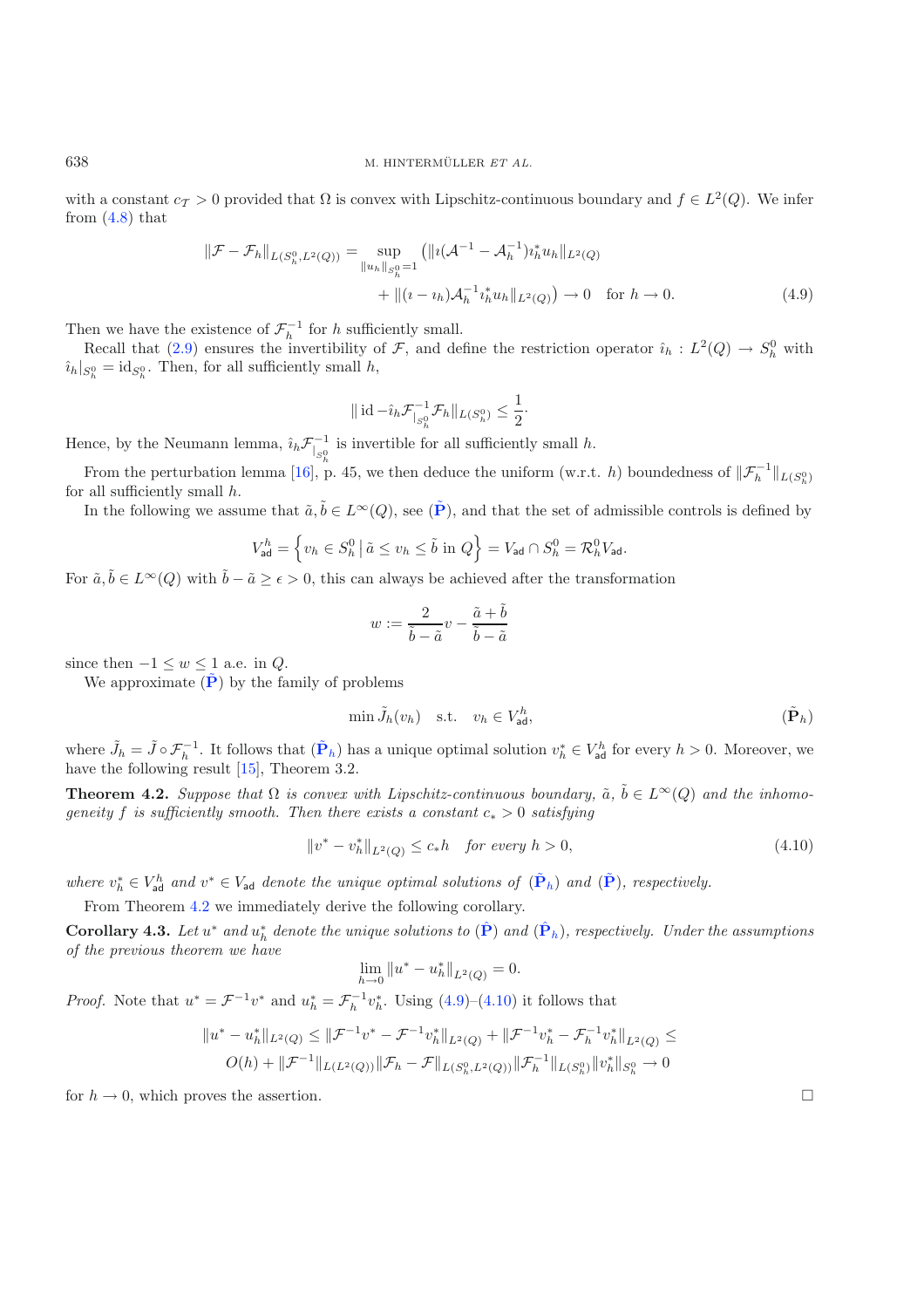with a constant $c_{\mathcal{T}} > 0$ provided that $\Omega$ is convex with Lipschitz-continuous boundary and $f \in L^2(Q)$. We infer from (4.8) that

$$\|\mathcal{F} - \mathcal{F}_h\|_{L(S_h^0, L^2(Q))} = \sup_{\|u_h\|_{S_h^0}=1} \left( \|\imath(\mathcal{A}^{-1} - \mathcal{A}_h^{-1})\imath_h^* u_h\|_{L^2(Q)} \right.$$
$$\left. + \|(\imath - \imath_h)\mathcal{A}_h^{-1}\imath_h^* u_h\|_{L^2(Q)} \right) \to 0 \quad \text{for } h \to 0. \tag{4.9}$$

Then we have the existence of $\mathcal{F}_h^{-1}$ for $h$ sufficiently small.

Recall that (2.9) ensures the invertibility of $\mathcal{F}$, and define the restriction operator $\hat{\imath}_h : L^2(Q) \to S_h^0$ with $\hat{\imath}_h|_{S_h^0} = \mathrm{id}_{S_h^0}$. Then, for all sufficiently small $h$,

$$\| \mathrm{id} - \hat{\imath}_h \mathcal{F}^{-1}_{|_{S_h^0}} \mathcal{F}_h \|_{L(S_h^0)} \leq \frac{1}{2}.$$

Hence, by the Neumann lemma, $\hat{\imath}_h \mathcal{F}^{-1}_{|_{S_h^0}}$ is invertible for all sufficiently small $h$.

From the perturbation lemma [16], p. 45, we then deduce the uniform (w.r.t. $h$) boundedness of $\|\mathcal{F}_h^{-1}\|_{L(S_h^0)}$ for all sufficiently small $h$.

In the following we assume that $\tilde{a}, \tilde{b} \in L^\infty(Q)$, see ($\tilde{\mathbf{P}}$), and that the set of admissible controls is defined by

$$V_{\mathsf{ad}}^h = \left\{ v_h \in S_h^0 \,|\, \tilde{a} \leq v_h \leq \tilde{b} \text{ in } Q \right\} = V_{\mathsf{ad}} \cap S_h^0 = \mathcal{R}_h^0 V_{\mathsf{ad}}.$$

For $\tilde{a}, \tilde{b} \in L^\infty(Q)$ with $\tilde{b} - \tilde{a} \geq \epsilon > 0$, this can always be achieved after the transformation

$$w := \frac{2}{\tilde{b} - \tilde{a}} v - \frac{\tilde{a} + \tilde{b}}{\tilde{b} - \tilde{a}}$$

since then $-1 \leq w \leq 1$ a.e. in $Q$.

We approximate ($\tilde{\mathbf{P}}$) by the family of problems

$$\min \tilde{J}_h(v_h) \quad \text{s.t.} \quad v_h \in V_{\mathsf{ad}}^h, \tag{$\tilde{\mathbf{P}}_h$}$$

where $\tilde{J}_h = \tilde{J} \circ \mathcal{F}_h^{-1}$. It follows that ($\tilde{\mathbf{P}}_h$) has a unique optimal solution $v_h^* \in V_{\mathsf{ad}}^h$ for every $h > 0$. Moreover, we have the following result [15], Theorem 3.2.

**Theorem 4.2.** *Suppose that $\Omega$ is convex with Lipschitz-continuous boundary, $\tilde{a}$, $\tilde{b} \in L^\infty(Q)$ and the inhomogeneity $f$ is sufficiently smooth. Then there exists a constant $c_* > 0$ satisfying*

$$\|v^* - v_h^*\|_{L^2(Q)} \leq c_* h \quad \textit{for every } h > 0, \tag{4.10}$$

*where $v_h^* \in V_{\mathsf{ad}}^h$ and $v^* \in V_{\mathsf{ad}}$ denote the unique optimal solutions of ($\tilde{\mathbf{P}}_h$) and ($\tilde{\mathbf{P}}$), respectively.*

From Theorem 4.2 we immediately derive the following corollary.

**Corollary 4.3.** *Let $u^*$ and $u_h^*$ denote the unique solutions to ($\hat{\mathbf{P}}$) and ($\hat{\mathbf{P}}_h$), respectively. Under the assumptions of the previous theorem we have*

$$\lim_{h \to 0} \|u^* - u_h^*\|_{L^2(Q)} = 0.$$

*Proof.* Note that $u^* = \mathcal{F}^{-1} v^*$ and $u_h^* = \mathcal{F}_h^{-1} v_h^*$. Using (4.9)–(4.10) it follows that

$$\|u^* - u_h^*\|_{L^2(Q)} \leq \|\mathcal{F}^{-1} v^* - \mathcal{F}^{-1} v_h^*\|_{L^2(Q)} + \|\mathcal{F}^{-1} v_h^* - \mathcal{F}_h^{-1} v_h^*\|_{L^2(Q)} \leq$$
$$O(h) + \|\mathcal{F}^{-1}\|_{L(L^2(Q))} \|\mathcal{F}_h - \mathcal{F}\|_{L(S_h^0, L^2(Q))} \|\mathcal{F}_h^{-1}\|_{L(S_h^0)} \|v_h^*\|_{S_h^0} \to 0$$

for $h \to 0$, which proves the assertion. $\square$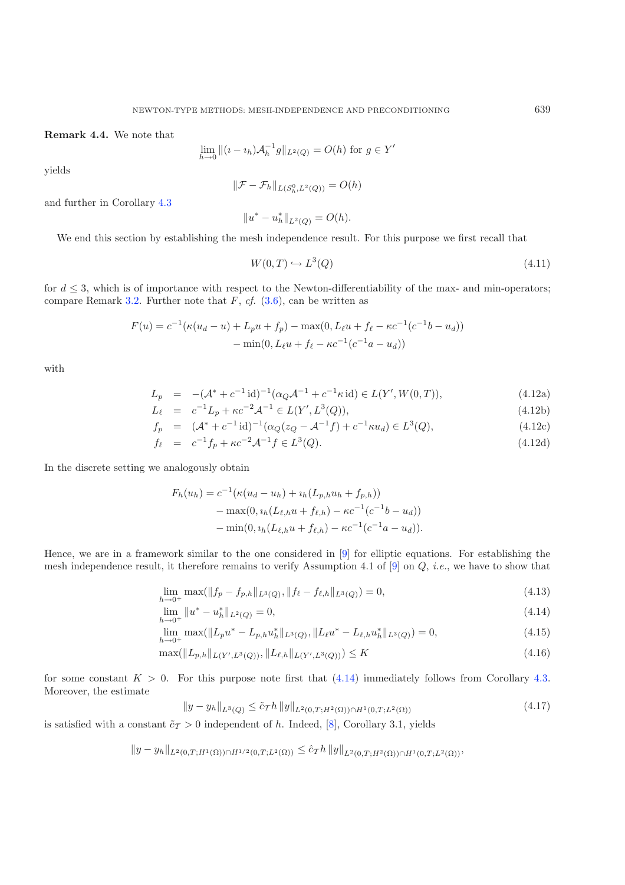**Remark 4.4.** We note that

$$\lim_{h\to 0} \|(\imath - \imath_h)\mathcal{A}_h^{-1} g\|_{L^2(Q)} = O(h) \text{ for } g \in Y'$$

yields

$$\|\mathcal{F} - \mathcal{F}_h\|_{L(S_h^0, L^2(Q))} = O(h)$$

and further in Corollary 4.3

$$\|u^* - u_h^*\|_{L^2(Q)} = O(h).$$

We end this section by establishing the mesh independence result. For this purpose we first recall that

$$W(0,T) \hookrightarrow L^3(Q) \tag{4.11}$$

for $d \leq 3$, which is of importance with respect to the Newton-differentiability of the max- and min-operators; compare Remark 3.2. Further note that $F$, *cf.* (3.6), can be written as

$$\begin{aligned} F(u) = c^{-1}(\kappa(u_d - u) + L_p u + f_p) &- \max(0, L_\ell u + f_\ell - \kappa c^{-1}(c^{-1}b - u_d)) \\ &- \min(0, L_\ell u + f_\ell - \kappa c^{-1}(c^{-1}a - u_d)) \end{aligned}$$

with

$$\begin{aligned}
L_p &= -(\mathcal{A}^* + c^{-1}\,\mathrm{id})^{-1}(\alpha_Q \mathcal{A}^{-1} + c^{-1}\kappa\,\mathrm{id}) \in L(Y', W(0,T)), && (4.12a)\\
L_\ell &= c^{-1}L_p + \kappa c^{-2}\mathcal{A}^{-1} \in L(Y', L^3(Q)), && (4.12b)\\
f_p &= (\mathcal{A}^* + c^{-1}\,\mathrm{id})^{-1}(\alpha_Q(z_Q - \mathcal{A}^{-1}f) + c^{-1}\kappa u_d) \in L^3(Q), && (4.12c)\\
f_\ell &= c^{-1}f_p + \kappa c^{-2}\mathcal{A}^{-1}f \in L^3(Q). && (4.12d)
\end{aligned}$$

In the discrete setting we analogously obtain

$$\begin{aligned} F_h(u_h) = c^{-1}(\kappa(u_d - u_h) &+ \imath_h(L_{p,h}u_h + f_{p,h})) \\ &- \max(0, \imath_h(L_{\ell,h}u + f_{\ell,h}) - \kappa c^{-1}(c^{-1}b - u_d)) \\ &- \min(0, \imath_h(L_{\ell,h}u + f_{\ell,h}) - \kappa c^{-1}(c^{-1}a - u_d)). \end{aligned}$$

Hence, we are in a framework similar to the one considered in [9] for elliptic equations. For establishing the mesh independence result, it therefore remains to verify Assumption 4.1 of [9] on $Q$, *i.e.*, we have to show that

$$\begin{aligned}
&\lim_{h\to 0^+} \max(\|f_p - f_{p,h}\|_{L^3(Q)}, \|f_\ell - f_{\ell,h}\|_{L^3(Q)}) = 0, && (4.13)\\
&\lim_{h\to 0^+} \|u^* - u_h^*\|_{L^2(Q)} = 0, && (4.14)\\
&\lim_{h\to 0^+} \max(\|L_p u^* - L_{p,h}u_h^*\|_{L^3(Q)}, \|L_\ell u^* - L_{\ell,h}u_h^*\|_{L^3(Q)}) = 0, && (4.15)\\
&\max(\|L_{p,h}\|_{L(Y',L^3(Q))}, \|L_{\ell,h}\|_{L(Y',L^3(Q))}) \leq K && (4.16)
\end{aligned}$$

for some constant $K > 0$. For this purpose note first that (4.14) immediately follows from Corollary 4.3. Moreover, the estimate

$$\|y - y_h\|_{L^3(Q)} \leq \tilde{c}_{\mathcal{T}} h \,\|y\|_{L^2(0,T;H^2(\Omega))\cap H^1(0,T;L^2(\Omega))} \tag{4.17}$$

is satisfied with a constant $\tilde{c}_{\mathcal{T}} > 0$ independent of $h$. Indeed, [8], Corollary 3.1, yields

$$\|y - y_h\|_{L^2(0,T;H^1(\Omega))\cap H^{1/2}(0,T;L^2(\Omega))} \leq \hat{c}_{\mathcal{T}} h \,\|y\|_{L^2(0,T;H^2(\Omega))\cap H^1(0,T;L^2(\Omega))},$$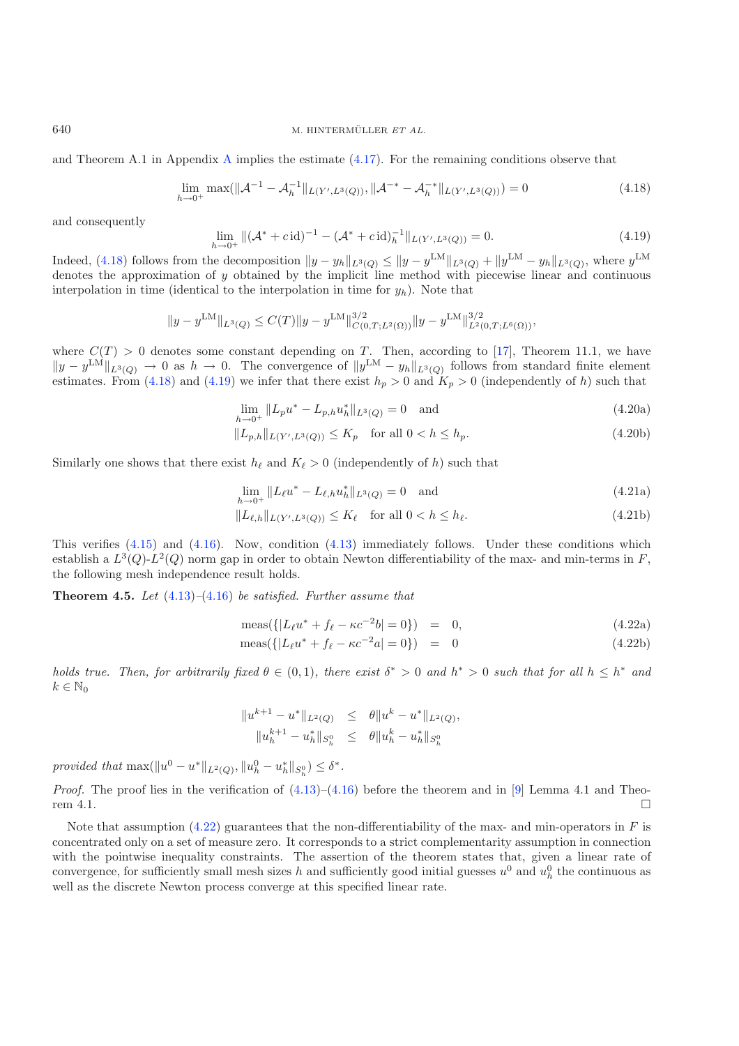and Theorem A.1 in Appendix A implies the estimate (4.17). For the remaining conditions observe that

$$\lim_{h\to 0^+} \max(\|\mathcal{A}^{-1} - \mathcal{A}_h^{-1}\|_{L(Y',L^3(Q))}, \|\mathcal{A}^{-*} - \mathcal{A}_h^{-*}\|_{L(Y',L^3(Q))}) = 0 \tag{4.18}$$

and consequently

$$\lim_{h\to 0^+} \|(\mathcal{A}^* + c\,\mathrm{id})^{-1} - (\mathcal{A}^* + c\,\mathrm{id})_h^{-1}\|_{L(Y',L^3(Q))} = 0. \tag{4.19}$$

Indeed, (4.18) follows from the decomposition $\|y - y_h\|_{L^3(Q)} \leq \|y - y^{\mathrm{LM}}\|_{L^3(Q)} + \|y^{\mathrm{LM}} - y_h\|_{L^3(Q)}$, where $y^{\mathrm{LM}}$ denotes the approximation of $y$ obtained by the implicit line method with piecewise linear and continuous interpolation in time (identical to the interpolation in time for $y_h$). Note that

$$\|y - y^{\mathrm{LM}}\|_{L^3(Q)} \leq C(T)\|y - y^{\mathrm{LM}}\|^{3/2}_{C(0,T;L^2(\Omega))}\|y - y^{\mathrm{LM}}\|^{3/2}_{L^2(0,T;L^6(\Omega))},$$

where $C(T) > 0$ denotes some constant depending on $T$. Then, according to [17], Theorem 11.1, we have $\|y - y^{\mathrm{LM}}\|_{L^3(Q)} \to 0$ as $h \to 0$. The convergence of $\|y^{\mathrm{LM}} - y_h\|_{L^3(Q)}$ follows from standard finite element estimates. From (4.18) and (4.19) we infer that there exist $h_p > 0$ and $K_p > 0$ (independently of $h$) such that

$$\lim_{h\to 0^+} \|L_p u^* - L_{p,h} u_h^*\|_{L^3(Q)} = 0 \quad \text{and} \tag{4.20a}$$

$$\|L_{p,h}\|_{L(Y',L^3(Q))} \leq K_p \quad \text{for all } 0 < h \leq h_p. \tag{4.20b}$$

Similarly one shows that there exist $h_\ell$ and $K_\ell > 0$ (independently of $h$) such that

$$\lim_{h\to 0^+} \|L_\ell u^* - L_{\ell,h} u_h^*\|_{L^3(Q)} = 0 \quad \text{and} \tag{4.21a}$$

$$\|L_{\ell,h}\|_{L(Y',L^3(Q))} \leq K_\ell \quad \text{for all } 0 < h \leq h_\ell. \tag{4.21b}$$

This verifies (4.15) and (4.16). Now, condition (4.13) immediately follows. Under these conditions which establish a $L^3(Q)$-$L^2(Q)$ norm gap in order to obtain Newton differentiability of the max- and min-terms in $F$, the following mesh independence result holds.

**Theorem 4.5.** *Let (4.13)–(4.16) be satisfied. Further assume that*

$$\mathrm{meas}(\{|L_\ell u^* + f_\ell - \kappa c^{-2} b| = 0\}) = 0, \tag{4.22a}$$

$$\mathrm{meas}(\{|L_\ell u^* + f_\ell - \kappa c^{-2} a| = 0\}) = 0 \tag{4.22b}$$

*holds true. Then, for arbitrarily fixed $\theta \in (0,1)$, there exist $\delta^* > 0$ and $h^* > 0$ such that for all $h \leq h^*$ and $k \in \mathbb{N}_0$*

$$\|u^{k+1} - u^*\|_{L^2(Q)} \leq \theta\|u^k - u^*\|_{L^2(Q)},$$

$$\|u_h^{k+1} - u_h^*\|_{S_h^0} \leq \theta\|u_h^k - u_h^*\|_{S_h^0}$$

*provided that* $\max(\|u^0 - u^*\|_{L^2(Q)}, \|u_h^0 - u_h^*\|_{S_h^0}) \leq \delta^*$.

*Proof.* The proof lies in the verification of (4.13)–(4.16) before the theorem and in [9] Lemma 4.1 and Theorem 4.1. □

Note that assumption (4.22) guarantees that the non-differentiability of the max- and min-operators in $F$ is concentrated only on a set of measure zero. It corresponds to a strict complementarity assumption in connection with the pointwise inequality constraints. The assertion of the theorem states that, given a linear rate of convergence, for sufficiently small mesh sizes $h$ and sufficiently good initial guesses $u^0$ and $u_h^0$ the continuous as well as the discrete Newton process converge at this specified linear rate.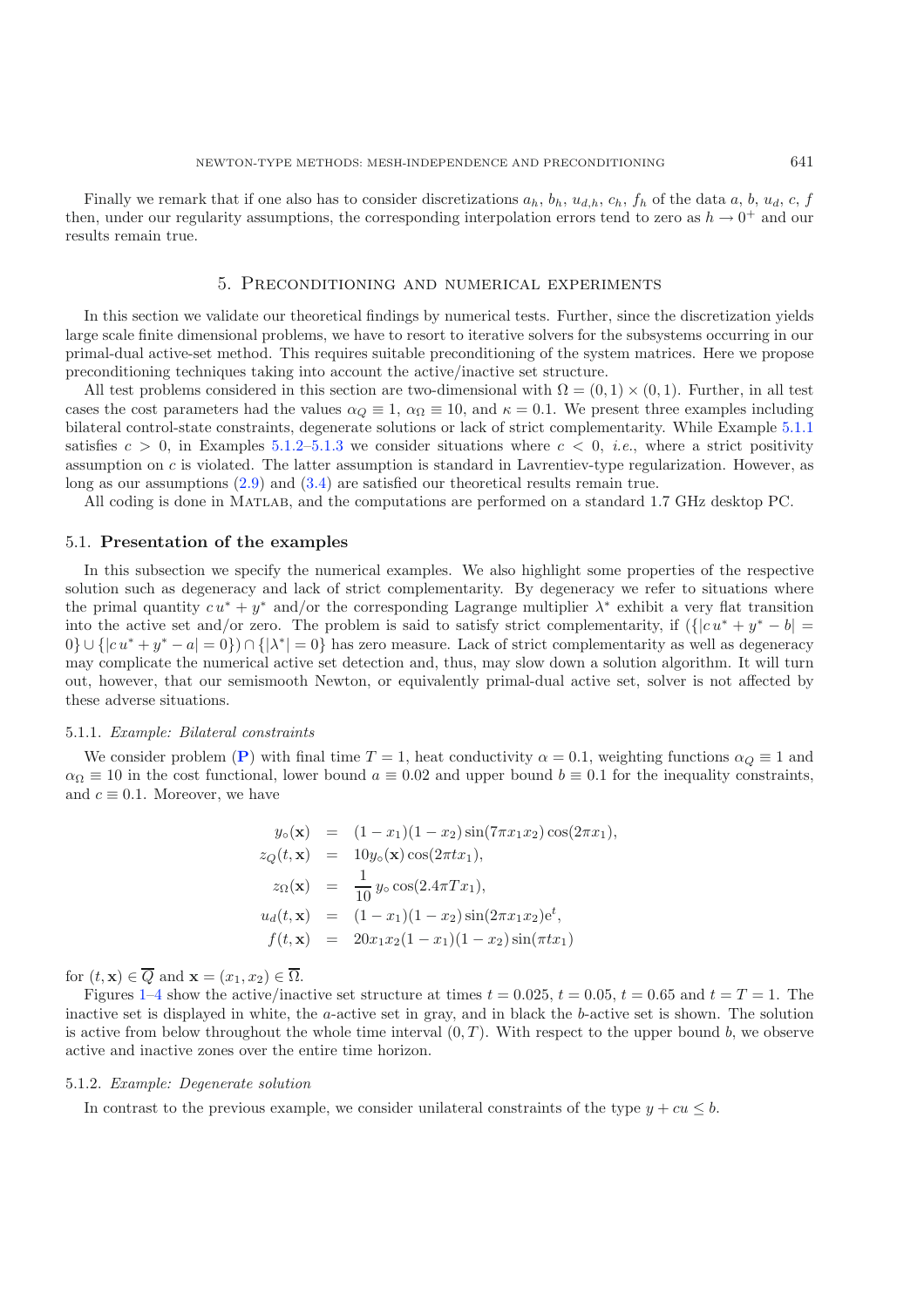Finally we remark that if one also has to consider discretizations $a_h$, $b_h$, $u_{d,h}$, $c_h$, $f_h$ of the data $a$, $b$, $u_d$, $c$, $f$ then, under our regularity assumptions, the corresponding interpolation errors tend to zero as $h \to 0^+$ and our results remain true.

## 5. Preconditioning and numerical experiments

In this section we validate our theoretical findings by numerical tests. Further, since the discretization yields large scale finite dimensional problems, we have to resort to iterative solvers for the subsystems occurring in our primal-dual active-set method. This requires suitable preconditioning of the system matrices. Here we propose preconditioning techniques taking into account the active/inactive set structure.

All test problems considered in this section are two-dimensional with $\Omega = (0,1) \times (0,1)$. Further, in all test cases the cost parameters had the values $\alpha_Q \equiv 1$, $\alpha_\Omega \equiv 10$, and $\kappa = 0.1$. We present three examples including bilateral control-state constraints, degenerate solutions or lack of strict complementarity. While Example 5.1.1 satisfies $c > 0$, in Examples 5.1.2–5.1.3 we consider situations where $c < 0$, *i.e.*, where a strict positivity assumption on $c$ is violated. The latter assumption is standard in Lavrentiev-type regularization. However, as long as our assumptions (2.9) and (3.4) are satisfied our theoretical results remain true.

All coding is done in Matlab, and the computations are performed on a standard 1.7 GHz desktop PC.

### 5.1. **Presentation of the examples**

In this subsection we specify the numerical examples. We also highlight some properties of the respective solution such as degeneracy and lack of strict complementarity. By degeneracy we refer to situations where the primal quantity $c\,u^* + y^*$ and/or the corresponding Lagrange multiplier $\lambda^*$ exhibit a very flat transition into the active set and/or zero. The problem is said to satisfy strict complementarity, if $(\{|c\,u^* + y^* - b| = 0\} \cup \{|c\,u^* + y^* - a| = 0\}) \cap \{|\lambda^*| = 0\}$ has zero measure. Lack of strict complementarity as well as degeneracy may complicate the numerical active set detection and, thus, may slow down a solution algorithm. It will turn out, however, that our semismooth Newton, or equivalently primal-dual active set, solver is not affected by these adverse situations.

#### 5.1.1. *Example: Bilateral constraints*

We consider problem (**P**) with final time $T = 1$, heat conductivity $\alpha = 0.1$, weighting functions $\alpha_Q \equiv 1$ and $\alpha_\Omega \equiv 10$ in the cost functional, lower bound $a \equiv 0.02$ and upper bound $b \equiv 0.1$ for the inequality constraints, and $c \equiv 0.1$. Moreover, we have

$$
\begin{aligned}
y_\circ(\mathbf{x}) &= (1-x_1)(1-x_2)\sin(7\pi x_1 x_2)\cos(2\pi x_1),\\
z_Q(t,\mathbf{x}) &= 10 y_\circ(\mathbf{x})\cos(2\pi t x_1),\\
z_\Omega(\mathbf{x}) &= \frac{1}{10}\, y_\circ \cos(2.4\pi T x_1),\\
u_d(t,\mathbf{x}) &= (1-x_1)(1-x_2)\sin(2\pi x_1 x_2)\mathrm{e}^t,\\
f(t,\mathbf{x}) &= 20 x_1 x_2 (1-x_1)(1-x_2)\sin(\pi t x_1)
\end{aligned}
$$

for $(t,\mathbf{x}) \in \overline{Q}$ and $\mathbf{x} = (x_1,x_2) \in \overline{\Omega}$.

Figures 1–4 show the active/inactive set structure at times $t = 0.025$, $t = 0.05$, $t = 0.65$ and $t = T = 1$. The inactive set is displayed in white, the $a$-active set in gray, and in black the $b$-active set is shown. The solution is active from below throughout the whole time interval $(0,T)$. With respect to the upper bound $b$, we observe active and inactive zones over the entire time horizon.

#### 5.1.2. *Example: Degenerate solution*

In contrast to the previous example, we consider unilateral constraints of the type $y + cu \le b$.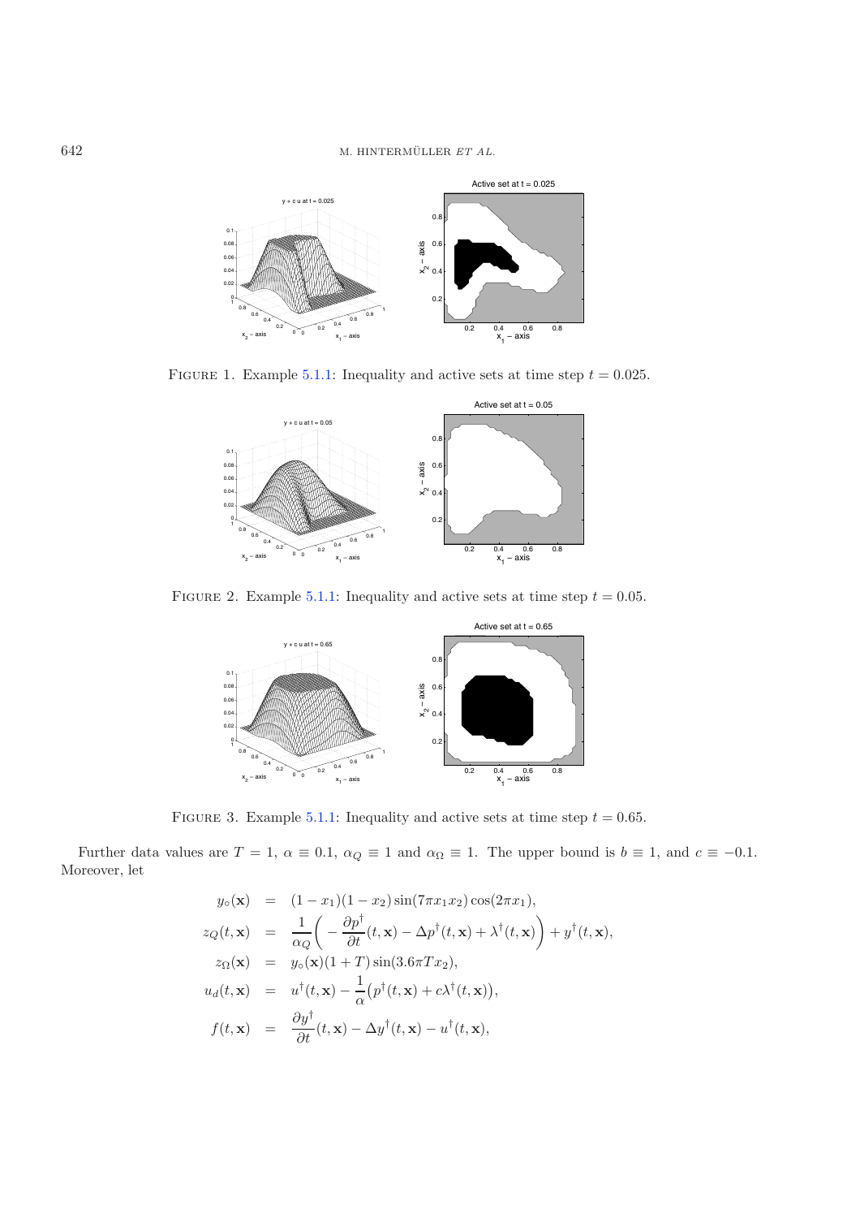FIGURE 1. Example 5.1.1: Inequality and active sets at time step $t = 0.025$.

FIGURE 2. Example 5.1.1: Inequality and active sets at time step $t = 0.05$.

FIGURE 3. Example 5.1.1: Inequality and active sets at time step $t = 0.65$.

Further data values are $T = 1$, $\alpha \equiv 0.1$, $\alpha_Q \equiv 1$ and $\alpha_\Omega \equiv 1$. The upper bound is $b \equiv 1$, and $c \equiv -0.1$. Moreover, let

$$
\begin{aligned}
y_\circ(\mathbf{x}) &= (1 - x_1)(1 - x_2)\sin(7\pi x_1 x_2)\cos(2\pi x_1), \\
z_Q(t, \mathbf{x}) &= \frac{1}{\alpha_Q}\left( -\frac{\partial p^\dagger}{\partial t}(t, \mathbf{x}) - \Delta p^\dagger(t, \mathbf{x}) + \lambda^\dagger(t, \mathbf{x}) \right) + y^\dagger(t, \mathbf{x}), \\
z_\Omega(\mathbf{x}) &= y_\circ(\mathbf{x})(1 + T)\sin(3.6\pi T x_2), \\
u_d(t, \mathbf{x}) &= u^\dagger(t, \mathbf{x}) - \frac{1}{\alpha}\big(p^\dagger(t, \mathbf{x}) + c\lambda^\dagger(t, \mathbf{x})\big), \\
f(t, \mathbf{x}) &= \frac{\partial y^\dagger}{\partial t}(t, \mathbf{x}) - \Delta y^\dagger(t, \mathbf{x}) - u^\dagger(t, \mathbf{x}),
\end{aligned}
$$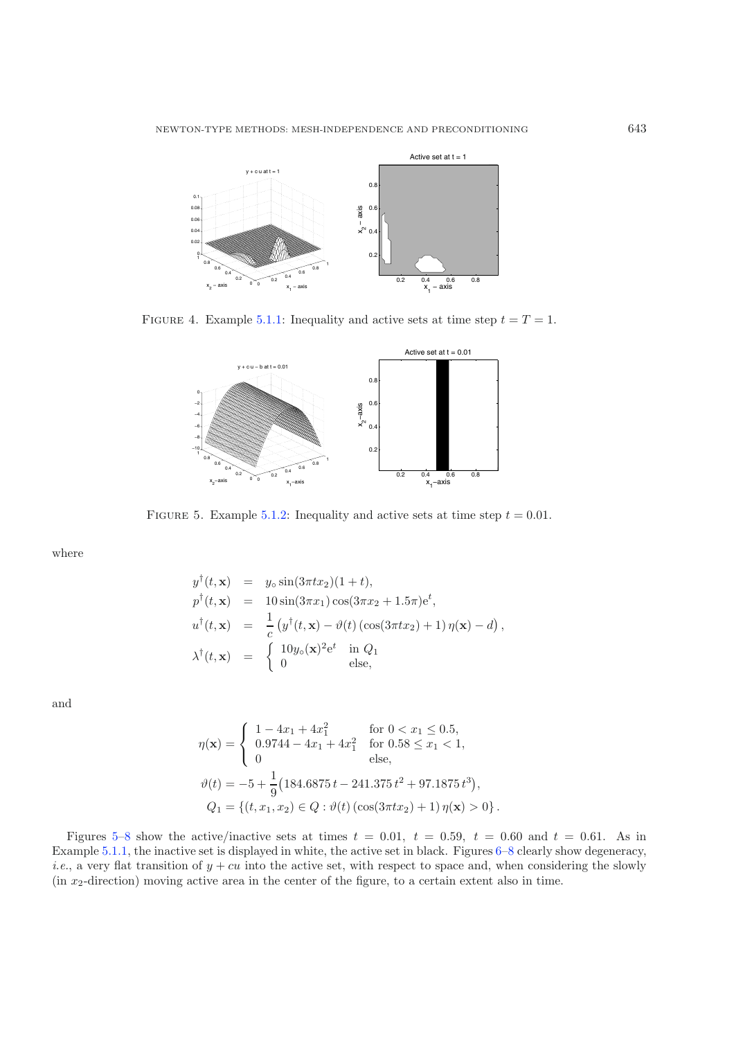FIGURE 4. Example 5.1.1: Inequality and active sets at time step $t = T = 1$.

FIGURE 5. Example 5.1.2: Inequality and active sets at time step $t = 0.01$.

where

$$
\begin{aligned}
y^\dagger(t,\mathbf{x}) &= y_\circ \sin(3\pi t x_2)(1+t),\\
p^\dagger(t,\mathbf{x}) &= 10\sin(3\pi x_1)\cos(3\pi x_2 + 1.5\pi)\mathrm{e}^t,\\
u^\dagger(t,\mathbf{x}) &= \frac{1}{c}\left(y^\dagger(t,\mathbf{x}) - \vartheta(t)\left(\cos(3\pi t x_2)+1\right)\eta(\mathbf{x}) - d\right),\\
\lambda^\dagger(t,\mathbf{x}) &= \begin{cases} 10 y_\circ(\mathbf{x})^2 \mathrm{e}^t & \text{in } Q_1\\ 0 & \text{else,}\end{cases}
\end{aligned}
$$

and

$$
\begin{aligned}
\eta(\mathbf{x}) &= \begin{cases} 1 - 4x_1 + 4x_1^2 & \text{for } 0 < x_1 \le 0.5,\\ 0.9744 - 4x_1 + 4x_1^2 & \text{for } 0.58 \le x_1 < 1,\\ 0 & \text{else,}\end{cases}\\
\vartheta(t) &= -5 + \frac{1}{9}\left(184.6875\,t - 241.375\,t^2 + 97.1875\,t^3\right),\\
Q_1 &= \left\{(t, x_1, x_2) \in Q : \vartheta(t)\left(\cos(3\pi t x_2)+1\right)\eta(\mathbf{x}) > 0\right\}.
\end{aligned}
$$

Figures 5–8 show the active/inactive sets at times $t = 0.01$, $t = 0.59$, $t = 0.60$ and $t = 0.61$. As in Example 5.1.1, the inactive set is displayed in white, the active set in black. Figures 6–8 clearly show degeneracy, *i.e.*, a very flat transition of $y + cu$ into the active set, with respect to space and, when considering the slowly (in $x_2$-direction) moving active area in the center of the figure, to a certain extent also in time.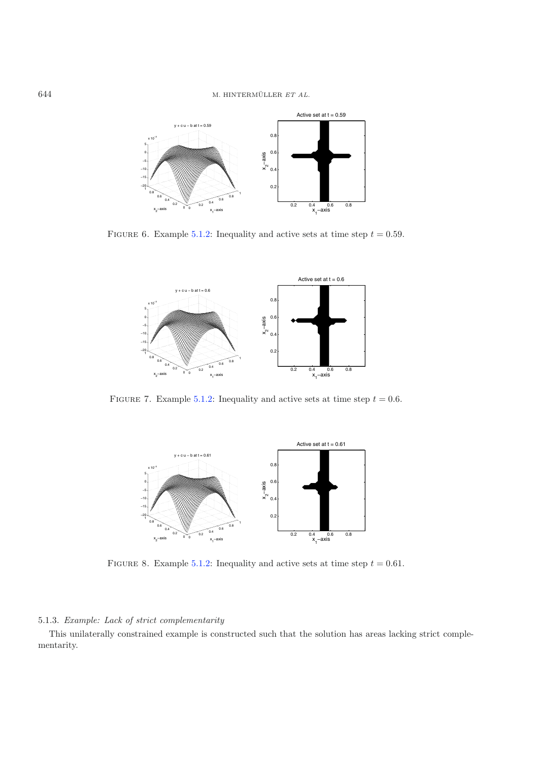FIGURE 6. Example 5.1.2: Inequality and active sets at time step $t = 0.59$.

FIGURE 7. Example 5.1.2: Inequality and active sets at time step $t = 0.6$.

FIGURE 8. Example 5.1.2: Inequality and active sets at time step $t = 0.61$.

### 5.1.3. *Example: Lack of strict complementarity*

This unilaterally constrained example is constructed such that the solution has areas lacking strict complementarity.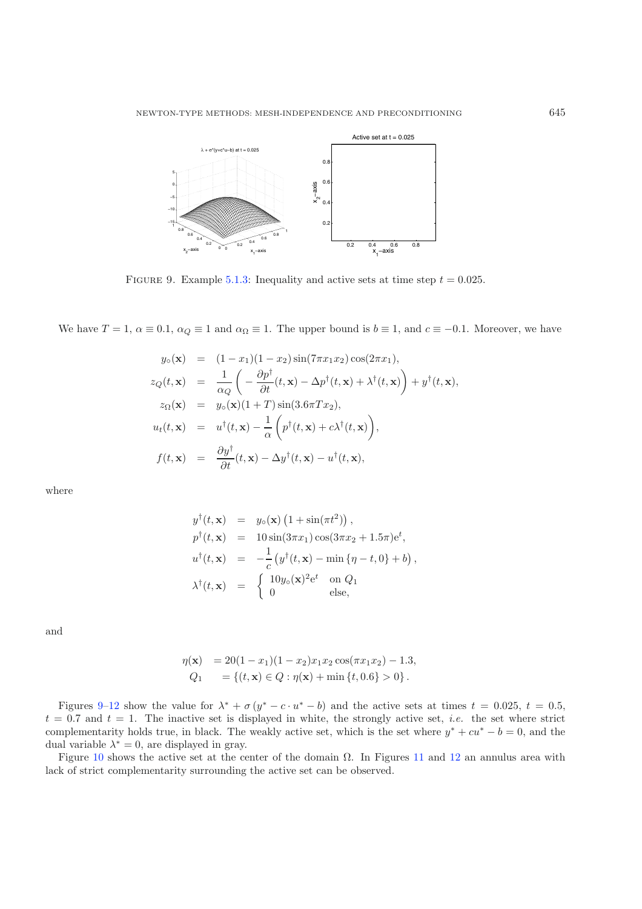FIGURE 9. Example 5.1.3: Inequality and active sets at time step $t = 0.025$.

We have $T = 1$, $\alpha \equiv 0.1$, $\alpha_Q \equiv 1$ and $\alpha_\Omega \equiv 1$. The upper bound is $b \equiv 1$, and $c \equiv -0.1$. Moreover, we have

$$
\begin{aligned}
y_\circ(\mathbf{x}) &= (1 - x_1)(1 - x_2)\sin(7\pi x_1 x_2)\cos(2\pi x_1),\\
z_Q(t, \mathbf{x}) &= \frac{1}{\alpha_Q}\left( - \frac{\partial p^\dagger}{\partial t}(t, \mathbf{x}) - \Delta p^\dagger(t, \mathbf{x}) + \lambda^\dagger(t, \mathbf{x})\right) + y^\dagger(t, \mathbf{x}),\\
z_\Omega(\mathbf{x}) &= y_\circ(\mathbf{x})(1 + T)\sin(3.6\pi T x_2),\\
u_t(t, \mathbf{x}) &= u^\dagger(t, \mathbf{x}) - \frac{1}{\alpha}\left(p^\dagger(t, \mathbf{x}) + c\lambda^\dagger(t, \mathbf{x})\right),\\
f(t, \mathbf{x}) &= \frac{\partial y^\dagger}{\partial t}(t, \mathbf{x}) - \Delta y^\dagger(t, \mathbf{x}) - u^\dagger(t, \mathbf{x}),
\end{aligned}
$$

where

$$
\begin{aligned}
y^\dagger(t, \mathbf{x}) &= y_\circ(\mathbf{x})\left(1 + \sin(\pi t^2)\right),\\
p^\dagger(t, \mathbf{x}) &= 10\sin(3\pi x_1)\cos(3\pi x_2 + 1.5\pi)\mathrm{e}^t,\\
u^\dagger(t, \mathbf{x}) &= -\frac{1}{c}\left(y^\dagger(t, \mathbf{x}) - \min\{\eta - t, 0\} + b\right),\\
\lambda^\dagger(t, \mathbf{x}) &= \begin{cases} 10 y_\circ(\mathbf{x})^2 \mathrm{e}^t & \text{on } Q_1\\ 0 & \text{else,}\end{cases}
\end{aligned}
$$

and

$$
\begin{aligned}
\eta(\mathbf{x}) &= 20(1 - x_1)(1 - x_2)x_1 x_2 \cos(\pi x_1 x_2) - 1.3,\\
Q_1 &= \{(t, \mathbf{x}) \in Q : \eta(\mathbf{x}) + \min\{t, 0.6\} > 0\}.
\end{aligned}
$$

Figures 9–12 show the value for $\lambda^* + \sigma\,(y^* - c \cdot u^* - b)$ and the active sets at times $t = 0.025$, $t = 0.5$, $t = 0.7$ and $t = 1$. The inactive set is displayed in white, the strongly active set, *i.e.* the set where strict complementarity holds true, in black. The weakly active set, which is the set where $y^* + cu^* - b = 0$, and the dual variable $\lambda^* = 0$, are displayed in gray.

Figure 10 shows the active set at the center of the domain $\Omega$. In Figures 11 and 12 an annulus area with lack of strict complementarity surrounding the active set can be observed.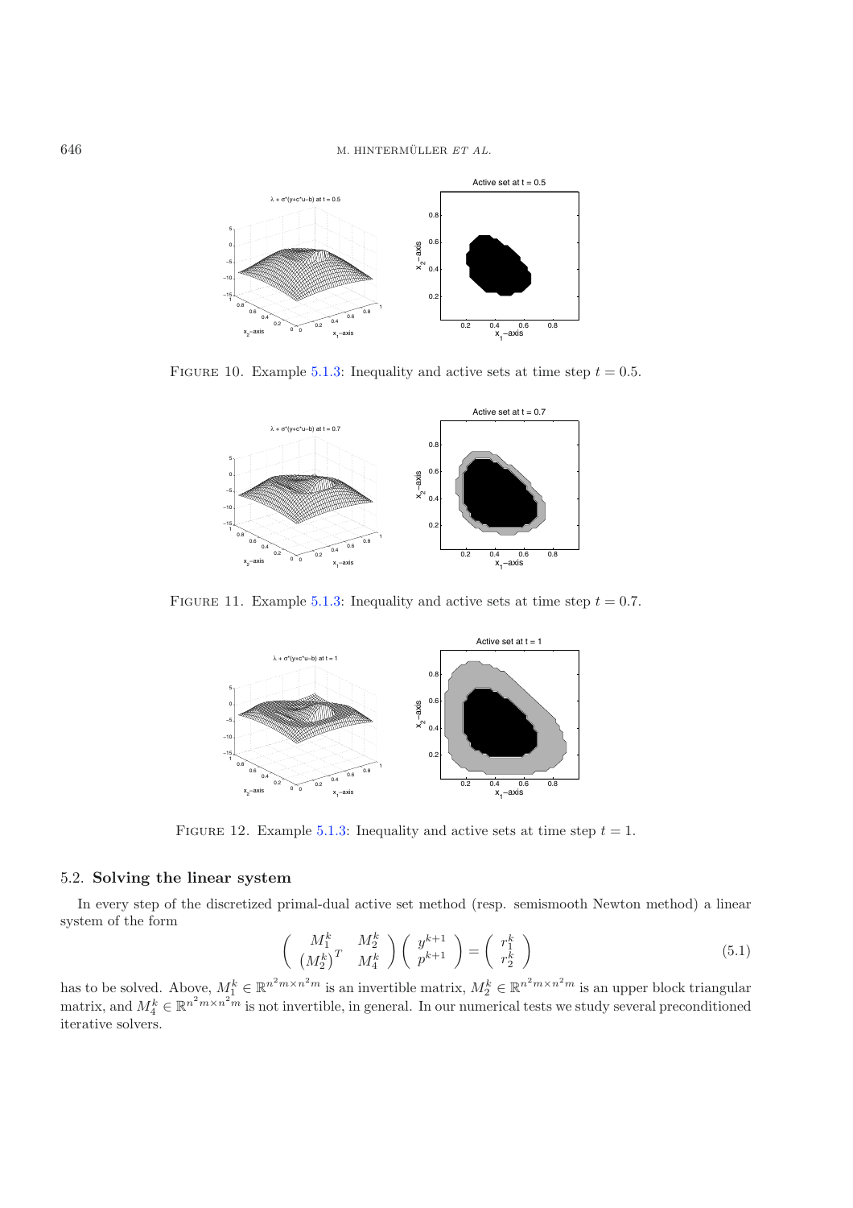FIGURE 10. Example 5.1.3: Inequality and active sets at time step $t = 0.5$.

FIGURE 11. Example 5.1.3: Inequality and active sets at time step $t = 0.7$.

FIGURE 12. Example 5.1.3: Inequality and active sets at time step $t = 1$.

## 5.2. **Solving the linear system**

In every step of the discretized primal-dual active set method (resp. semismooth Newton method) a linear system of the form

$$\begin{pmatrix} M_1^k & M_2^k \\ (M_2^k)^T & M_4^k \end{pmatrix} \begin{pmatrix} y^{k+1} \\ p^{k+1} \end{pmatrix} = \begin{pmatrix} r_1^k \\ r_2^k \end{pmatrix} \tag{5.1}$$

has to be solved. Above, $M_1^k \in \mathbb{R}^{n^2m \times n^2m}$ is an invertible matrix, $M_2^k \in \mathbb{R}^{n^2m \times n^2m}$ is an upper block triangular matrix, and $M_4^k \in \mathbb{R}^{n^2m \times n^2m}$ is not invertible, in general. In our numerical tests we study several preconditioned iterative solvers.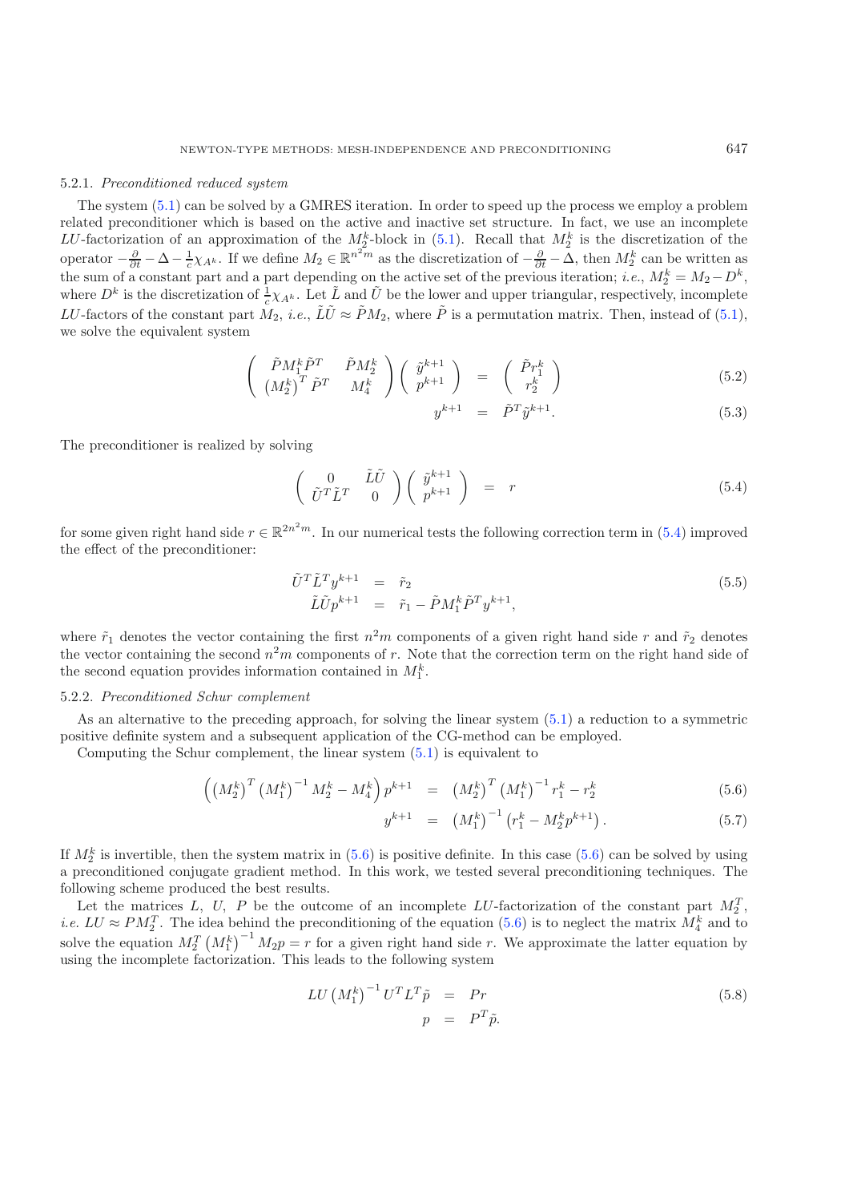#### 5.2.1. *Preconditioned reduced system*

The system (5.1) can be solved by a GMRES iteration. In order to speed up the process we employ a problem related preconditioner which is based on the active and inactive set structure. In fact, we use an incomplete $LU$-factorization of an approximation of the $M_2^k$-block in (5.1). Recall that $M_2^k$ is the discretization of the operator $-\frac{\partial}{\partial t} - \Delta - \frac{1}{c}\chi_{A^k}$. If we define $M_2 \in \mathbb{R}^{n^2 m}$ as the discretization of $-\frac{\partial}{\partial t} - \Delta$, then $M_2^k$ can be written as the sum of a constant part and a part depending on the active set of the previous iteration; *i.e.*, $M_2^k = M_2 - D^k$, where $D^k$ is the discretization of $\frac{1}{c}\chi_{A^k}$. Let $\tilde{L}$ and $\tilde{U}$ be the lower and upper triangular, respectively, incomplete $LU$-factors of the constant part $M_2$, *i.e.*, $\tilde{L}\tilde{U} \approx \tilde{P}M_2$, where $\tilde{P}$ is a permutation matrix. Then, instead of (5.1), we solve the equivalent system

$$
\begin{aligned}
\begin{pmatrix} \tilde{P}M_1^k\tilde{P}^T & \tilde{P}M_2^k \\ \left(M_2^k\right)^T\tilde{P}^T & M_4^k \end{pmatrix} \begin{pmatrix} \tilde{y}^{k+1} \\ p^{k+1} \end{pmatrix} &= \begin{pmatrix} \tilde{P}r_1^k \\ r_2^k \end{pmatrix} && (5.2) \\
y^{k+1} &= \tilde{P}^T\tilde{y}^{k+1}. && (5.3)
\end{aligned}
$$

The preconditioner is realized by solving

$$
\begin{pmatrix} 0 & \tilde{L}\tilde{U} \\ \tilde{U}^T\tilde{L}^T & 0 \end{pmatrix} \begin{pmatrix} \tilde{y}^{k+1} \\ p^{k+1} \end{pmatrix} = r \tag{5.4}
$$

for some given right hand side $r \in \mathbb{R}^{2n^2 m}$. In our numerical tests the following correction term in (5.4) improved the effect of the preconditioner:

$$
\begin{aligned}
\tilde{U}^T\tilde{L}^T y^{k+1} &= \tilde{r}_2 \\
\tilde{L}\tilde{U}p^{k+1} &= \tilde{r}_1 - \tilde{P}M_1^k\tilde{P}^T y^{k+1},
\end{aligned} \tag{5.5}
$$

where $\tilde{r}_1$ denotes the vector containing the first $n^2 m$ components of a given right hand side $r$ and $\tilde{r}_2$ denotes the vector containing the second $n^2 m$ components of $r$. Note that the correction term on the right hand side of the second equation provides information contained in $M_1^k$.

#### 5.2.2. *Preconditioned Schur complement*

As an alternative to the preceding approach, for solving the linear system (5.1) a reduction to a symmetric positive definite system and a subsequent application of the CG-method can be employed.

Computing the Schur complement, the linear system (5.1) is equivalent to

$$
\begin{aligned}
\left(\left(M_2^k\right)^T\left(M_1^k\right)^{-1}M_2^k - M_4^k\right)p^{k+1} &= \left(M_2^k\right)^T\left(M_1^k\right)^{-1}r_1^k - r_2^k && (5.6) \\
y^{k+1} &= \left(M_1^k\right)^{-1}\left(r_1^k - M_2^k p^{k+1}\right). && (5.7)
\end{aligned}
$$

If $M_2^k$ is invertible, then the system matrix in (5.6) is positive definite. In this case (5.6) can be solved by using a preconditioned conjugate gradient method. In this work, we tested several preconditioning techniques. The following scheme produced the best results.

Let the matrices $L$, $U$, $P$ be the outcome of an incomplete $LU$-factorization of the constant part $M_2^T$, *i.e.* $LU \approx PM_2^T$. The idea behind the preconditioning of the equation (5.6) is to neglect the matrix $M_4^k$ and to solve the equation $M_2^T\left(M_1^k\right)^{-1}M_2 p = r$ for a given right hand side $r$. We approximate the latter equation by using the incomplete factorization. This leads to the following system

$$
\begin{aligned}
LU\left(M_1^k\right)^{-1}U^T L^T\tilde{p} &= Pr \\
p &= P^T\tilde{p}.
\end{aligned} \tag{5.8}
$$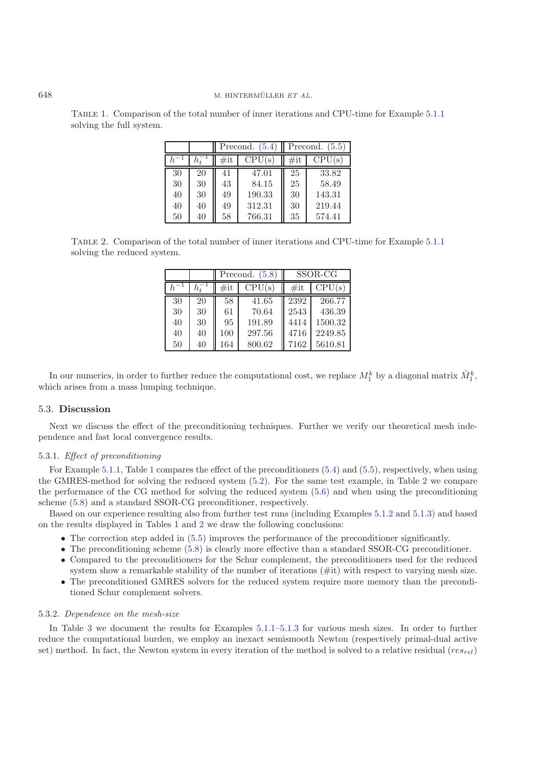Table 1. Comparison of the total number of inner iterations and CPU-time for Example 5.1.1 solving the full system.

| | | Precond. (5.4) | | Precond. (5.5) | |
|---|---|---|---|---|---|
| $h^{-1}$ | $h_t^{-1}$ | #it | CPU(s) | #it | CPU(s) |
| 30 | 20 | 41 | 47.01 | 25 | 33.82 |
| 30 | 30 | 43 | 84.15 | 25 | 58.49 |
| 40 | 30 | 49 | 190.33 | 30 | 143.31 |
| 40 | 40 | 49 | 312.31 | 30 | 219.44 |
| 50 | 40 | 58 | 766.31 | 35 | 574.41 |

Table 2. Comparison of the total number of inner iterations and CPU-time for Example 5.1.1 solving the reduced system.

| | | Precond. (5.8) | | SSOR-CG | |
|---|---|---|---|---|---|
| $h^{-1}$ | $h_t^{-1}$ | #it | CPU(s) | #it | CPU(s) |
| 30 | 20 | 58 | 41.65 | 2392 | 266.77 |
| 30 | 30 | 61 | 70.64 | 2543 | 436.39 |
| 40 | 30 | 95 | 191.89 | 4414 | 1500.32 |
| 40 | 40 | 100 | 297.56 | 4716 | 2249.85 |
| 50 | 40 | 164 | 800.62 | 7162 | 5610.81 |

In our numerics, in order to further reduce the computational cost, we replace $M_1^k$ by a diagonal matrix $\tilde{M}_1^k$, which arises from a mass lumping technique.

## 5.3. **Discussion**

Next we discuss the effect of the preconditioning techniques. Further we verify our theoretical mesh independence and fast local convergence results.

### 5.3.1. *Effect of preconditioning*

For Example 5.1.1, Table 1 compares the effect of the preconditioners (5.4) and (5.5), respectively, when using the GMRES-method for solving the reduced system (5.2). For the same test example, in Table 2 we compare the performance of the CG method for solving the reduced system (5.6) and when using the preconditioning scheme (5.8) and a standard SSOR-CG preconditioner, respectively.

Based on our experience resulting also from further test runs (including Examples 5.1.2 and 5.1.3) and based on the results displayed in Tables 1 and 2 we draw the following conclusions:

- The correction step added in (5.5) improves the performance of the preconditioner significantly.
- The preconditioning scheme (5.8) is clearly more effective than a standard SSOR-CG preconditioner.
- Compared to the preconditioners for the Schur complement, the preconditioners used for the reduced system show a remarkable stability of the number of iterations (#it) with respect to varying mesh size.
- The preconditioned GMRES solvers for the reduced system require more memory than the preconditioned Schur complement solvers.

### 5.3.2. *Dependence on the mesh-size*

In Table 3 we document the results for Examples 5.1.1–5.1.3 for various mesh sizes. In order to further reduce the computational burden, we employ an inexact semismooth Newton (respectively primal-dual active set) method. In fact, the Newton system in every iteration of the method is solved to a relative residual ($res_{rel}$)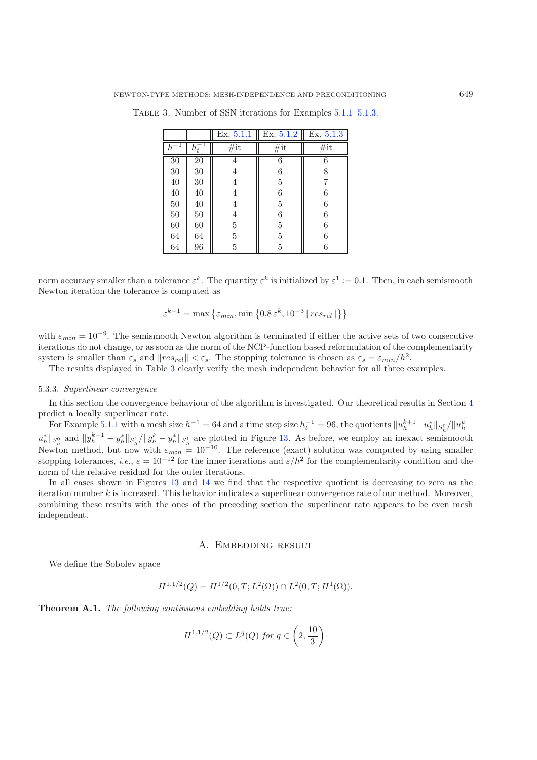TABLE 3. Number of SSN iterations for Examples 5.1.1–5.1.3.

| $h^{-1}$ | $h_t^{-1}$ | Ex. 5.1.1 #it | Ex. 5.1.2 #it | Ex. 5.1.3 #it |
|---|---|---|---|---|
| 30 | 20 | 4 | 6 | 6 |
| 30 | 30 | 4 | 6 | 8 |
| 40 | 30 | 4 | 5 | 7 |
| 40 | 40 | 4 | 6 | 6 |
| 50 | 40 | 4 | 5 | 6 |
| 50 | 50 | 4 | 6 | 6 |
| 60 | 60 | 5 | 5 | 6 |
| 64 | 64 | 5 | 5 | 6 |
| 64 | 96 | 5 | 5 | 6 |

norm accuracy smaller than a tolerance $\varepsilon^k$. The quantity $\varepsilon^k$ is initialized by $\varepsilon^1 := 0.1$. Then, in each semismooth Newton iteration the tolerance is computed as

$$\varepsilon^{k+1} = \max\left\{\varepsilon_{min}, \min\left\{0.8\,\varepsilon^k, 10^{-3}\,\|res_{rel}\|\right\}\right\}$$

with $\varepsilon_{min} = 10^{-9}$. The semismooth Newton algorithm is terminated if either the active sets of two consecutive iterations do not change, or as soon as the norm of the NCP-function based reformulation of the complementarity system is smaller than $\varepsilon_s$ and $\|res_{rel}\| < \varepsilon_s$. The stopping tolerance is chosen as $\varepsilon_s = \varepsilon_{min}/h^2$.

The results displayed in Table 3 clearly verify the mesh independent behavior for all three examples.

### 5.3.3. *Superlinear convergence*

In this section the convergence behaviour of the algorithm is investigated. Our theoretical results in Section 4 predict a locally superlinear rate.

For Example 5.1.1 with a mesh size $h^{-1} = 64$ and a time step size $h_t^{-1} = 96$, the quotients $\|u_h^{k+1} - u_h^*\|_{S_h^0}/\|u_h^k - u_h^*\|_{S_h^0}$ and $\|y_h^{k+1} - y_h^*\|_{S_h^1}/\|y_h^k - y_h^*\|_{S_h^1}$ are plotted in Figure 13. As before, we employ an inexact semismooth Newton method, but now with $\varepsilon_{min} = 10^{-10}$. The reference (exact) solution was computed by using smaller stopping tolerances, *i.e.*, $\varepsilon = 10^{-12}$ for the inner iterations and $\varepsilon/h^2$ for the complementarity condition and the norm of the relative residual for the outer iterations.

In all cases shown in Figures 13 and 14 we find that the respective quotient is decreasing to zero as the iteration number $k$ is increased. This behavior indicates a superlinear convergence rate of our method. Moreover, combining these results with the ones of the preceding section the superlinear rate appears to be even mesh independent.

## A. Embedding result

We define the Sobolev space

$$H^{1,1/2}(Q) = H^{1/2}(0, T; L^2(\Omega)) \cap L^2(0, T; H^1(\Omega)).$$

**Theorem A.1.** *The following continuous embedding holds true:*

$$H^{1,1/2}(Q) \subset L^q(Q) \text{ for } q \in \left(2, \frac{10}{3}\right).$$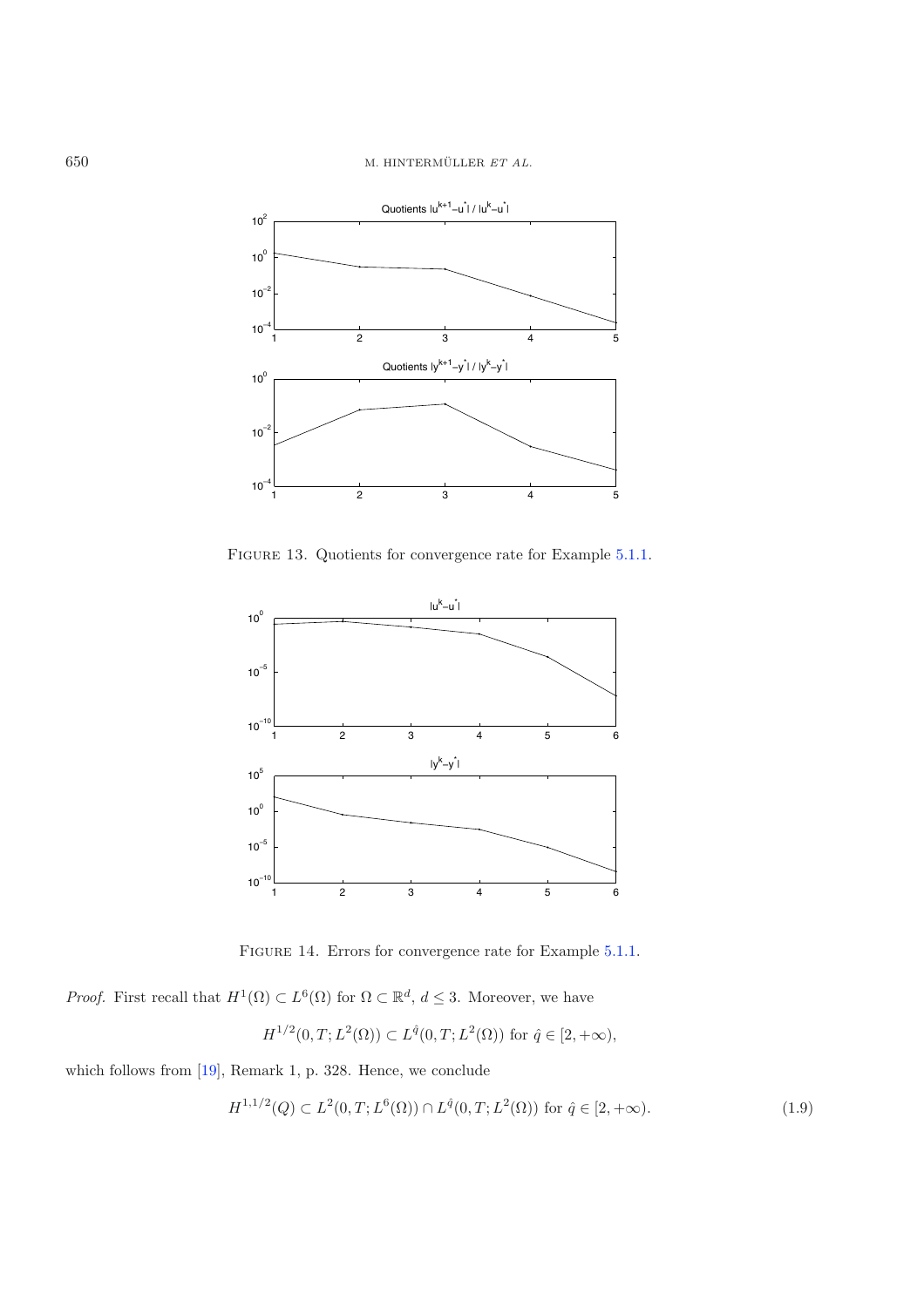FIGURE 13. Quotients for convergence rate for Example 5.1.1.

FIGURE 14. Errors for convergence rate for Example 5.1.1.

*Proof.* First recall that $H^1(\Omega) \subset L^6(\Omega)$ for $\Omega \subset \mathbb{R}^d$, $d \leq 3$. Moreover, we have

$$H^{1/2}(0,T;L^2(\Omega)) \subset L^{\hat{q}}(0,T;L^2(\Omega)) \text{ for } \hat{q} \in [2,+\infty),$$

which follows from [19], Remark 1, p. 328. Hence, we conclude

$$H^{1,1/2}(Q) \subset L^2(0,T;L^6(\Omega)) \cap L^{\hat{q}}(0,T;L^2(\Omega)) \text{ for } \hat{q} \in [2,+\infty). \tag{1.9}$$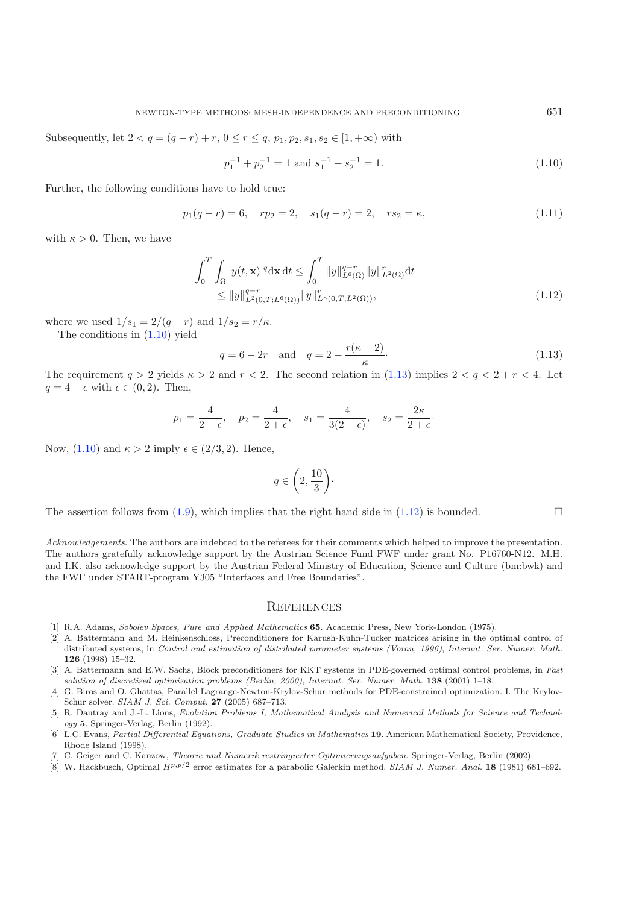Subsequently, let $2 < q = (q-r) + r$, $0 \le r \le q$, $p_1, p_2, s_1, s_2 \in [1, +\infty)$ with

$$p_1^{-1} + p_2^{-1} = 1 \text{ and } s_1^{-1} + s_2^{-1} = 1. \tag{1.10}$$

Further, the following conditions have to hold true:

$$p_1(q-r) = 6, \quad rp_2 = 2, \quad s_1(q-r) = 2, \quad rs_2 = \kappa, \tag{1.11}$$

with $\kappa > 0$. Then, we have

$$\begin{aligned} \int_0^T \int_\Omega |y(t,\mathbf{x})|^q \mathrm{d}\mathbf{x}\,\mathrm{d}t &\le \int_0^T \|y\|_{L^6(\Omega)}^{q-r} \|y\|_{L^2(\Omega)}^r \mathrm{d}t \\ &\le \|y\|_{L^2(0,T;L^6(\Omega))}^{q-r} \|y\|_{L^\kappa(0,T;L^2(\Omega))}^r, \end{aligned} \tag{1.12}$$

where we used $1/s_1 = 2/(q-r)$ and $1/s_2 = r/\kappa$.

The conditions in (1.10) yield

$$q = 6 - 2r \quad \text{and} \quad q = 2 + \frac{r(\kappa - 2)}{\kappa}. \tag{1.13}$$

The requirement $q > 2$ yields $\kappa > 2$ and $r < 2$. The second relation in (1.13) implies $2 < q < 2 + r < 4$. Let $q = 4 - \epsilon$ with $\epsilon \in (0, 2)$. Then,

$$p_1 = \frac{4}{2-\epsilon}, \quad p_2 = \frac{4}{2+\epsilon}, \quad s_1 = \frac{4}{3(2-\epsilon)}, \quad s_2 = \frac{2\kappa}{2+\epsilon}.$$

Now, (1.10) and $\kappa > 2$ imply $\epsilon \in (2/3, 2)$. Hence,

$$q \in \left(2, \frac{10}{3}\right).$$

The assertion follows from (1.9), which implies that the right hand side in (1.12) is bounded. □

*Acknowledgements*. The authors are indebted to the referees for their comments which helped to improve the presentation. The authors gratefully acknowledge support by the Austrian Science Fund FWF under grant No. P16760-N12. M.H. and I.K. also acknowledge support by the Austrian Federal Ministry of Education, Science and Culture (bm:bwk) and the FWF under START-program Y305 "Interfaces and Free Boundaries".

## References

[1] R.A. Adams, *Sobolev Spaces, Pure and Applied Mathematics* **65**. Academic Press, New York-London (1975).

[2] A. Battermann and M. Heinkenschloss, Preconditioners for Karush-Kuhn-Tucker matrices arising in the optimal control of distributed systems, in *Control and estimation of distributed parameter systems (Vorau, 1996)*, *Internat. Ser. Numer. Math.* **126** (1998) 15–32.

[3] A. Battermann and E.W. Sachs, Block preconditioners for KKT systems in PDE-governed optimal control problems, in *Fast solution of discretized optimization problems (Berlin, 2000)*, *Internat. Ser. Numer. Math.* **138** (2001) 1–18.

[4] G. Biros and O. Ghattas, Parallel Lagrange-Newton-Krylov-Schur methods for PDE-constrained optimization. I. The Krylov-Schur solver. *SIAM J. Sci. Comput.* **27** (2005) 687–713.

[5] R. Dautray and J.-L. Lions, *Evolution Problems I, Mathematical Analysis and Numerical Methods for Science and Technology* **5**. Springer-Verlag, Berlin (1992).

[6] L.C. Evans, *Partial Differential Equations, Graduate Studies in Mathematics* **19**. American Mathematical Society, Providence, Rhode Island (1998).

[7] C. Geiger and C. Kanzow, *Theorie und Numerik restringierter Optimierungsaufgaben*. Springer-Verlag, Berlin (2002).

[8] W. Hackbusch, Optimal $H^{p,p/2}$ error estimates for a parabolic Galerkin method. *SIAM J. Numer. Anal.* **18** (1981) 681–692.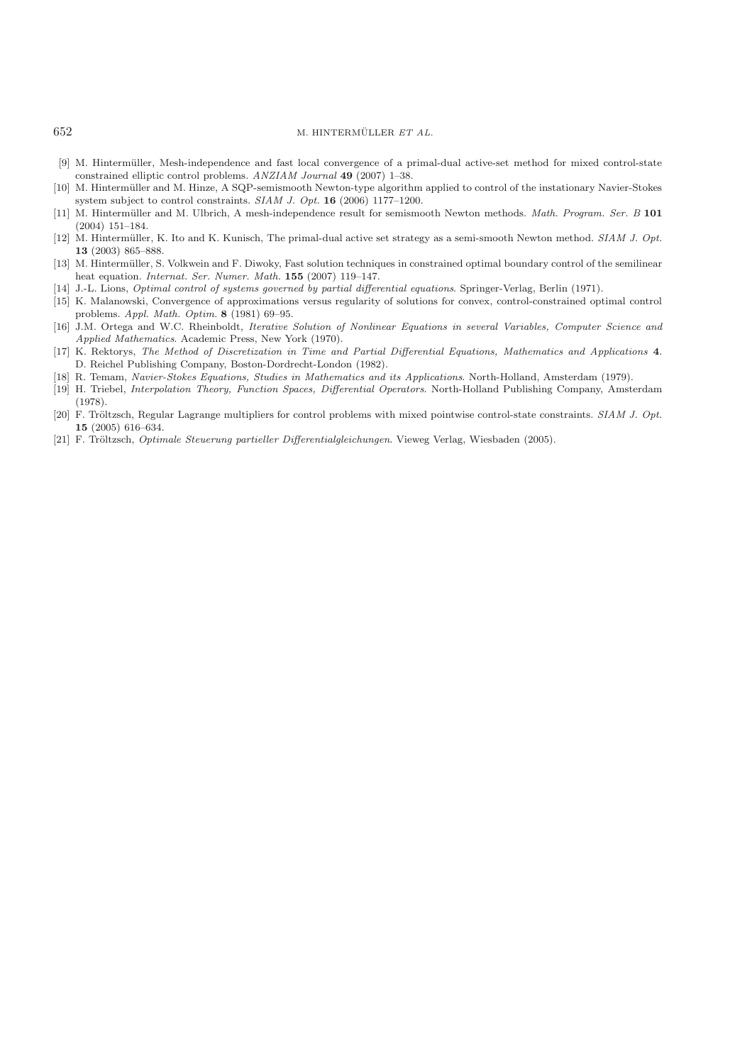[9] M. Hintermüller, Mesh-independence and fast local convergence of a primal-dual active-set method for mixed control-state constrained elliptic control problems. *ANZIAM Journal* **49** (2007) 1–38.

[10] M. Hintermüller and M. Hinze, A SQP-semismooth Newton-type algorithm applied to control of the instationary Navier-Stokes system subject to control constraints. *SIAM J. Opt.* **16** (2006) 1177–1200.

[11] M. Hintermüller and M. Ulbrich, A mesh-independence result for semismooth Newton methods. *Math. Program. Ser. B* **101** (2004) 151–184.

[12] M. Hintermüller, K. Ito and K. Kunisch, The primal-dual active set strategy as a semi-smooth Newton method. *SIAM J. Opt.* **13** (2003) 865–888.

[13] M. Hintermüller, S. Volkwein and F. Diwoky, Fast solution techniques in constrained optimal boundary control of the semilinear heat equation. *Internat. Ser. Numer. Math.* **155** (2007) 119–147.

[14] J.-L. Lions, *Optimal control of systems governed by partial differential equations*. Springer-Verlag, Berlin (1971).

[15] K. Malanowski, Convergence of approximations versus regularity of solutions for convex, control-constrained optimal control problems. *Appl. Math. Optim.* **8** (1981) 69–95.

[16] J.M. Ortega and W.C. Rheinboldt, *Iterative Solution of Nonlinear Equations in several Variables, Computer Science and Applied Mathematics*. Academic Press, New York (1970).

[17] K. Rektorys, *The Method of Discretization in Time and Partial Differential Equations, Mathematics and Applications* **4**. D. Reichel Publishing Company, Boston-Dordrecht-London (1982).

[18] R. Temam, *Navier-Stokes Equations, Studies in Mathematics and its Applications*. North-Holland, Amsterdam (1979).

[19] H. Triebel, *Interpolation Theory, Function Spaces, Differential Operators*. North-Holland Publishing Company, Amsterdam (1978).

[20] F. Tröltzsch, Regular Lagrange multipliers for control problems with mixed pointwise control-state constraints. *SIAM J. Opt.* **15** (2005) 616–634.

[21] F. Tröltzsch, *Optimale Steuerung partieller Differentialgleichungen*. Vieweg Verlag, Wiesbaden (2005).